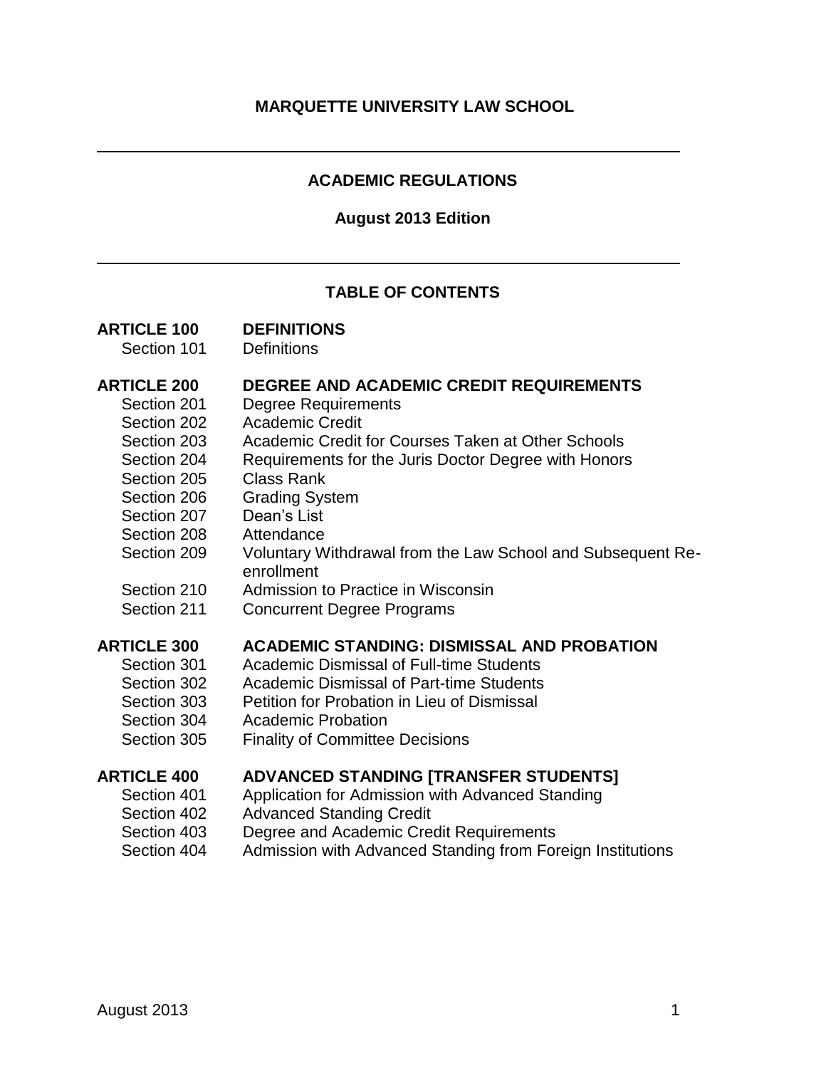# MARQUETTE UNIVERSITY LAW SCHOOL

---

## ACADEMIC REGULATIONS

**August 2013 Edition**

---

## TABLE OF CONTENTS

| | |
|---|---|
| **ARTICLE 100** | **DEFINITIONS** |
| Section 101 | Definitions |
| **ARTICLE 200** | **DEGREE AND ACADEMIC CREDIT REQUIREMENTS** |
| Section 201 | Degree Requirements |
| Section 202 | Academic Credit |
| Section 203 | Academic Credit for Courses Taken at Other Schools |
| Section 204 | Requirements for the Juris Doctor Degree with Honors |
| Section 205 | Class Rank |
| Section 206 | Grading System |
| Section 207 | Dean's List |
| Section 208 | Attendance |
| Section 209 | Voluntary Withdrawal from the Law School and Subsequent Re-enrollment |
| Section 210 | Admission to Practice in Wisconsin |
| Section 211 | Concurrent Degree Programs |
| **ARTICLE 300** | **ACADEMIC STANDING: DISMISSAL AND PROBATION** |
| Section 301 | Academic Dismissal of Full-time Students |
| Section 302 | Academic Dismissal of Part-time Students |
| Section 303 | Petition for Probation in Lieu of Dismissal |
| Section 304 | Academic Probation |
| Section 305 | Finality of Committee Decisions |
| **ARTICLE 400** | **ADVANCED STANDING [TRANSFER STUDENTS]** |
| Section 401 | Application for Admission with Advanced Standing |
| Section 402 | Advanced Standing Credit |
| Section 403 | Degree and Academic Credit Requirements |
| Section 404 | Admission with Advanced Standing from Foreign Institutions |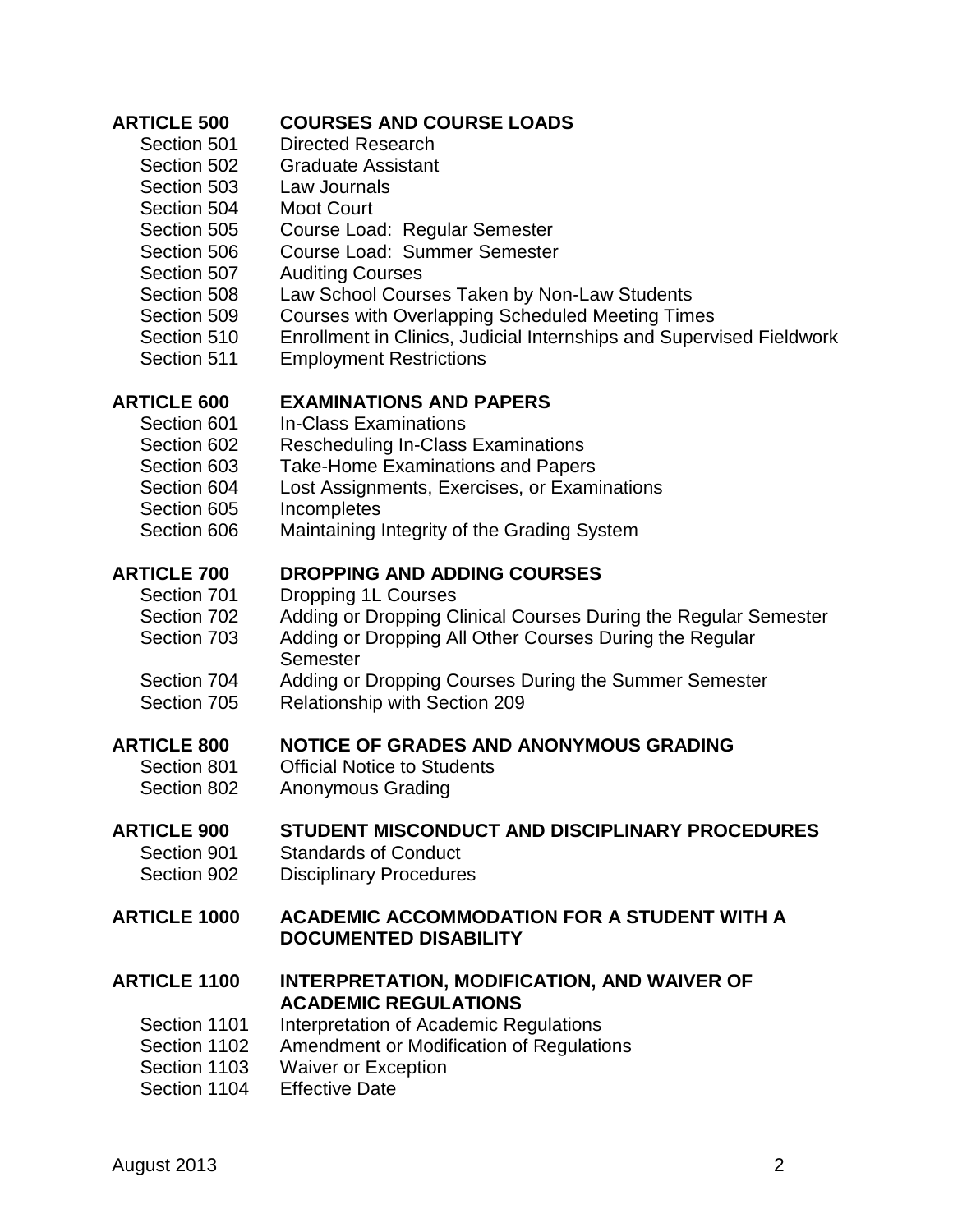**ARTICLE 500 COURSES AND COURSE LOADS**

- Section 501 Directed Research
- Section 502 Graduate Assistant
- Section 503 Law Journals
- Section 504 Moot Court
- Section 505 Course Load: Regular Semester
- Section 506 Course Load: Summer Semester
- Section 507 Auditing Courses
- Section 508 Law School Courses Taken by Non-Law Students
- Section 509 Courses with Overlapping Scheduled Meeting Times
- Section 510 Enrollment in Clinics, Judicial Internships and Supervised Fieldwork
- Section 511 Employment Restrictions

**ARTICLE 600 EXAMINATIONS AND PAPERS**

- Section 601 In-Class Examinations
- Section 602 Rescheduling In-Class Examinations
- Section 603 Take-Home Examinations and Papers
- Section 604 Lost Assignments, Exercises, or Examinations
- Section 605 Incompletes
- Section 606 Maintaining Integrity of the Grading System

**ARTICLE 700 DROPPING AND ADDING COURSES**

- Section 701 Dropping 1L Courses
- Section 702 Adding or Dropping Clinical Courses During the Regular Semester
- Section 703 Adding or Dropping All Other Courses During the Regular Semester
- Section 704 Adding or Dropping Courses During the Summer Semester
- Section 705 Relationship with Section 209

**ARTICLE 800 NOTICE OF GRADES AND ANONYMOUS GRADING**

- Section 801 Official Notice to Students
- Section 802 Anonymous Grading

**ARTICLE 900 STUDENT MISCONDUCT AND DISCIPLINARY PROCEDURES**

- Section 901 Standards of Conduct
- Section 902 Disciplinary Procedures

**ARTICLE 1000 ACADEMIC ACCOMMODATION FOR A STUDENT WITH A DOCUMENTED DISABILITY**

**ARTICLE 1100 INTERPRETATION, MODIFICATION, AND WAIVER OF ACADEMIC REGULATIONS**

- Section 1101 Interpretation of Academic Regulations
- Section 1102 Amendment or Modification of Regulations
- Section 1103 Waiver or Exception
- Section 1104 Effective Date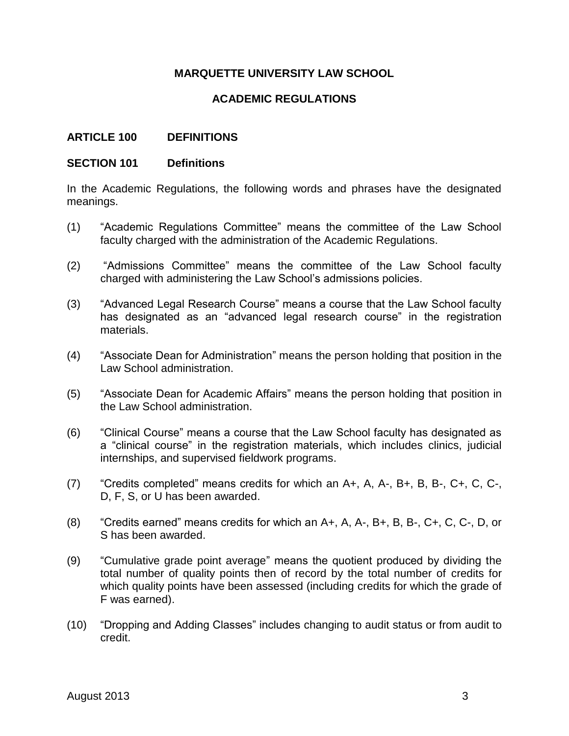# MARQUETTE UNIVERSITY LAW SCHOOL

## ACADEMIC REGULATIONS

## ARTICLE 100 DEFINITIONS

### SECTION 101 Definitions

In the Academic Regulations, the following words and phrases have the designated meanings.

(1) "Academic Regulations Committee" means the committee of the Law School faculty charged with the administration of the Academic Regulations.

(2) "Admissions Committee" means the committee of the Law School faculty charged with administering the Law School's admissions policies.

(3) "Advanced Legal Research Course" means a course that the Law School faculty has designated as an "advanced legal research course" in the registration materials.

(4) "Associate Dean for Administration" means the person holding that position in the Law School administration.

(5) "Associate Dean for Academic Affairs" means the person holding that position in the Law School administration.

(6) "Clinical Course" means a course that the Law School faculty has designated as a "clinical course" in the registration materials, which includes clinics, judicial internships, and supervised fieldwork programs.

(7) "Credits completed" means credits for which an A+, A, A-, B+, B, B-, C+, C, C-, D, F, S, or U has been awarded.

(8) "Credits earned" means credits for which an A+, A, A-, B+, B, B-, C+, C, C-, D, or S has been awarded.

(9) "Cumulative grade point average" means the quotient produced by dividing the total number of quality points then of record by the total number of credits for which quality points have been assessed (including credits for which the grade of F was earned).

(10) "Dropping and Adding Classes" includes changing to audit status or from audit to credit.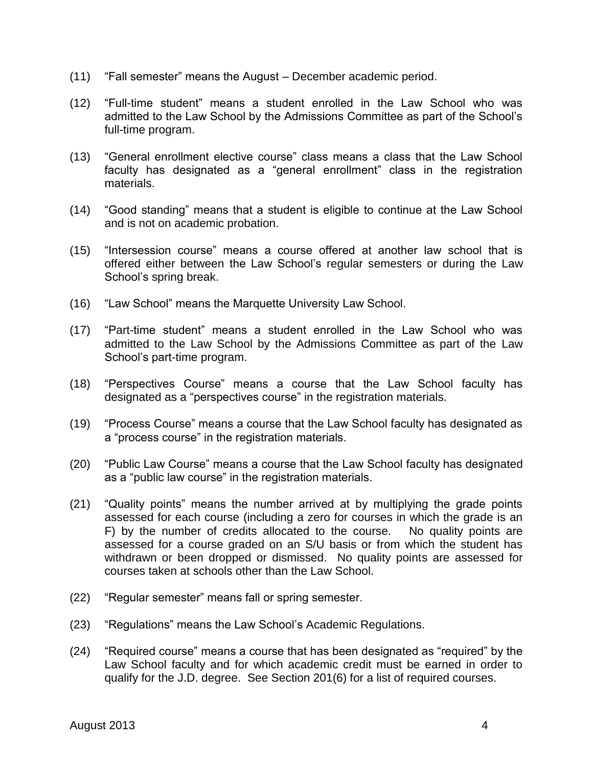(11) "Fall semester" means the August – December academic period.

(12) "Full-time student" means a student enrolled in the Law School who was admitted to the Law School by the Admissions Committee as part of the School's full-time program.

(13) "General enrollment elective course" class means a class that the Law School faculty has designated as a "general enrollment" class in the registration materials.

(14) "Good standing" means that a student is eligible to continue at the Law School and is not on academic probation.

(15) "Intersession course" means a course offered at another law school that is offered either between the Law School's regular semesters or during the Law School's spring break.

(16) "Law School" means the Marquette University Law School.

(17) "Part-time student" means a student enrolled in the Law School who was admitted to the Law School by the Admissions Committee as part of the Law School's part-time program.

(18) "Perspectives Course" means a course that the Law School faculty has designated as a "perspectives course" in the registration materials.

(19) "Process Course" means a course that the Law School faculty has designated as a "process course" in the registration materials.

(20) "Public Law Course" means a course that the Law School faculty has designated as a "public law course" in the registration materials.

(21) "Quality points" means the number arrived at by multiplying the grade points assessed for each course (including a zero for courses in which the grade is an F) by the number of credits allocated to the course. No quality points are assessed for a course graded on an S/U basis or from which the student has withdrawn or been dropped or dismissed. No quality points are assessed for courses taken at schools other than the Law School.

(22) "Regular semester" means fall or spring semester.

(23) "Regulations" means the Law School's Academic Regulations.

(24) "Required course" means a course that has been designated as "required" by the Law School faculty and for which academic credit must be earned in order to qualify for the J.D. degree. See Section 201(6) for a list of required courses.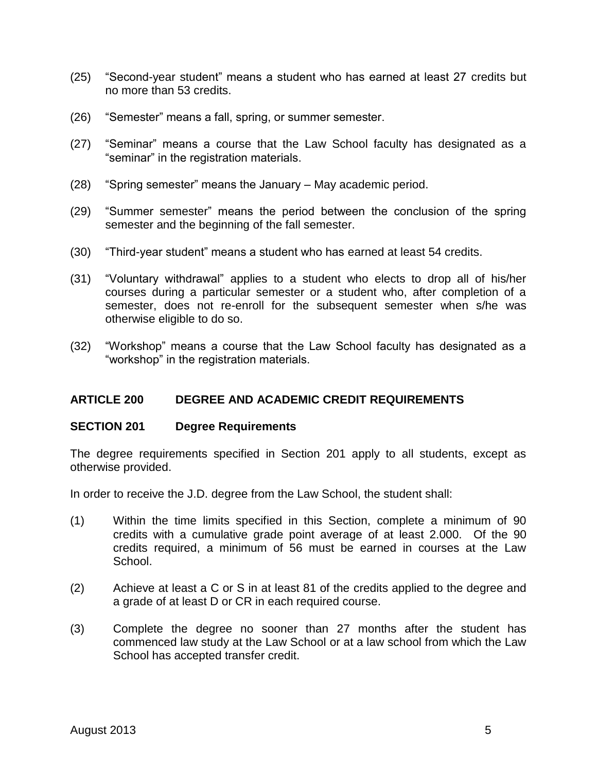(25) "Second-year student" means a student who has earned at least 27 credits but no more than 53 credits.

(26) "Semester" means a fall, spring, or summer semester.

(27) "Seminar" means a course that the Law School faculty has designated as a "seminar" in the registration materials.

(28) "Spring semester" means the January – May academic period.

(29) "Summer semester" means the period between the conclusion of the spring semester and the beginning of the fall semester.

(30) "Third-year student" means a student who has earned at least 54 credits.

(31) "Voluntary withdrawal" applies to a student who elects to drop all of his/her courses during a particular semester or a student who, after completion of a semester, does not re-enroll for the subsequent semester when s/he was otherwise eligible to do so.

(32) "Workshop" means a course that the Law School faculty has designated as a "workshop" in the registration materials.

## ARTICLE 200 DEGREE AND ACADEMIC CREDIT REQUIREMENTS

### SECTION 201 Degree Requirements

The degree requirements specified in Section 201 apply to all students, except as otherwise provided.

In order to receive the J.D. degree from the Law School, the student shall:

(1) Within the time limits specified in this Section, complete a minimum of 90 credits with a cumulative grade point average of at least 2.000. Of the 90 credits required, a minimum of 56 must be earned in courses at the Law School.

(2) Achieve at least a C or S in at least 81 of the credits applied to the degree and a grade of at least D or CR in each required course.

(3) Complete the degree no sooner than 27 months after the student has commenced law study at the Law School or at a law school from which the Law School has accepted transfer credit.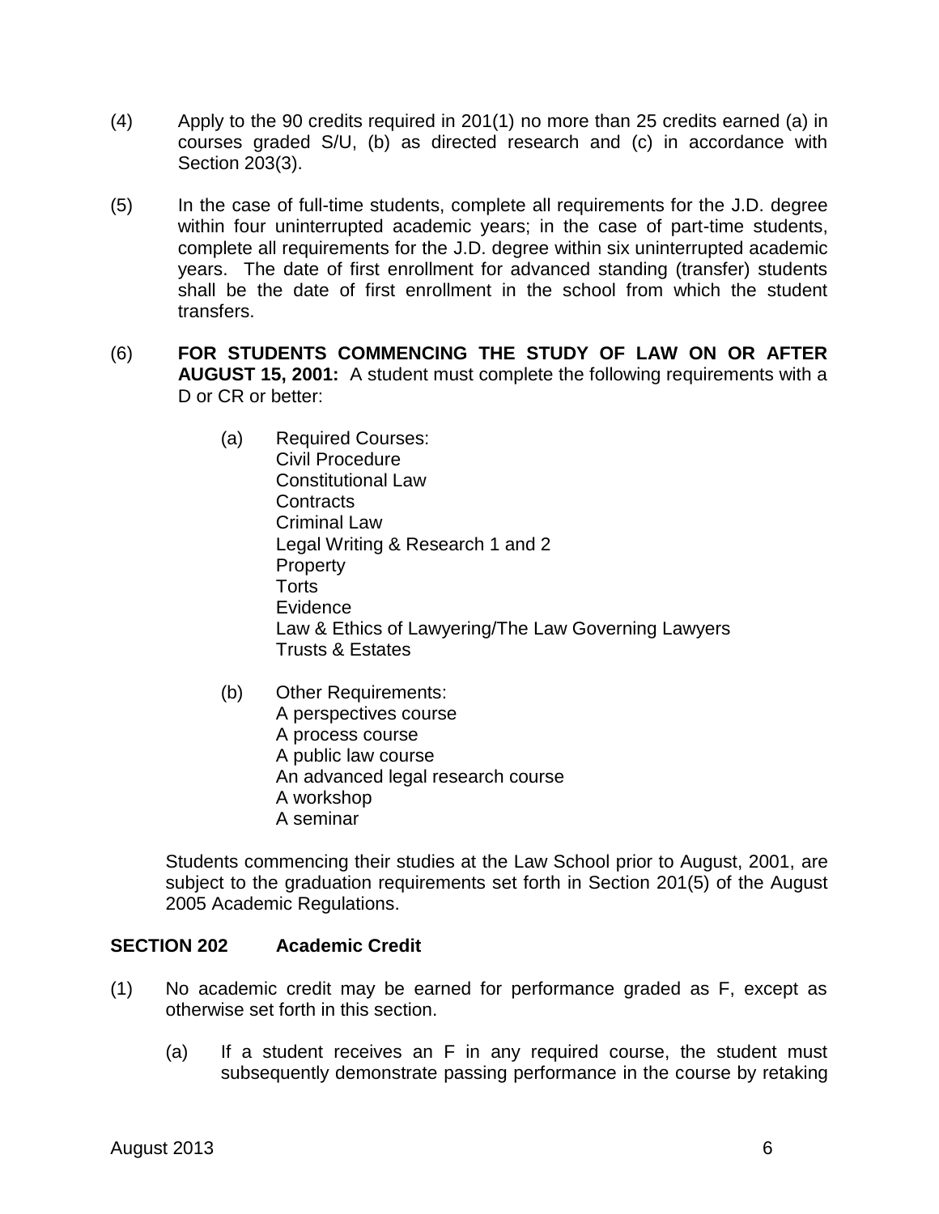(4) Apply to the 90 credits required in 201(1) no more than 25 credits earned (a) in courses graded S/U, (b) as directed research and (c) in accordance with Section 203(3).

(5) In the case of full-time students, complete all requirements for the J.D. degree within four uninterrupted academic years; in the case of part-time students, complete all requirements for the J.D. degree within six uninterrupted academic years. The date of first enrollment for advanced standing (transfer) students shall be the date of first enrollment in the school from which the student transfers.

(6) **FOR STUDENTS COMMENCING THE STUDY OF LAW ON OR AFTER AUGUST 15, 2001:** A student must complete the following requirements with a D or CR or better:

(a) Required Courses:
Civil Procedure
Constitutional Law
Contracts
Criminal Law
Legal Writing & Research 1 and 2
Property
Torts
Evidence
Law & Ethics of Lawyering/The Law Governing Lawyers
Trusts & Estates

(b) Other Requirements:
A perspectives course
A process course
A public law course
An advanced legal research course
A workshop
A seminar

Students commencing their studies at the Law School prior to August, 2001, are subject to the graduation requirements set forth in Section 201(5) of the August 2005 Academic Regulations.

### SECTION 202 Academic Credit

(1) No academic credit may be earned for performance graded as F, except as otherwise set forth in this section.

(a) If a student receives an F in any required course, the student must subsequently demonstrate passing performance in the course by retaking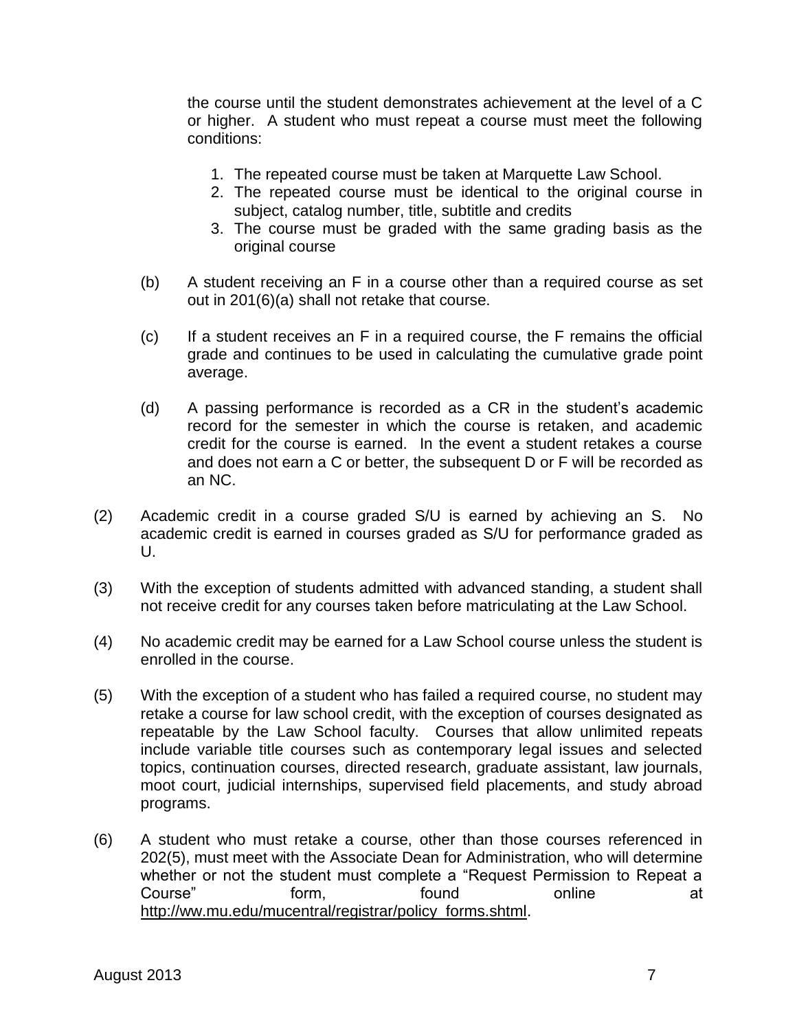the course until the student demonstrates achievement at the level of a C or higher. A student who must repeat a course must meet the following conditions:

1. The repeated course must be taken at Marquette Law School.
2. The repeated course must be identical to the original course in subject, catalog number, title, subtitle and credits
3. The course must be graded with the same grading basis as the original course

(b) A student receiving an F in a course other than a required course as set out in 201(6)(a) shall not retake that course.

(c) If a student receives an F in a required course, the F remains the official grade and continues to be used in calculating the cumulative grade point average.

(d) A passing performance is recorded as a CR in the student's academic record for the semester in which the course is retaken, and academic credit for the course is earned. In the event a student retakes a course and does not earn a C or better, the subsequent D or F will be recorded as an NC.

(2) Academic credit in a course graded S/U is earned by achieving an S. No academic credit is earned in courses graded as S/U for performance graded as U.

(3) With the exception of students admitted with advanced standing, a student shall not receive credit for any courses taken before matriculating at the Law School.

(4) No academic credit may be earned for a Law School course unless the student is enrolled in the course.

(5) With the exception of a student who has failed a required course, no student may retake a course for law school credit, with the exception of courses designated as repeatable by the Law School faculty. Courses that allow unlimited repeats include variable title courses such as contemporary legal issues and selected topics, continuation courses, directed research, graduate assistant, law journals, moot court, judicial internships, supervised field placements, and study abroad programs.

(6) A student who must retake a course, other than those courses referenced in 202(5), must meet with the Associate Dean for Administration, who will determine whether or not the student must complete a "Request Permission to Repeat a Course" form, found online at http://ww.mu.edu/mucentral/registrar/policy_forms.shtml.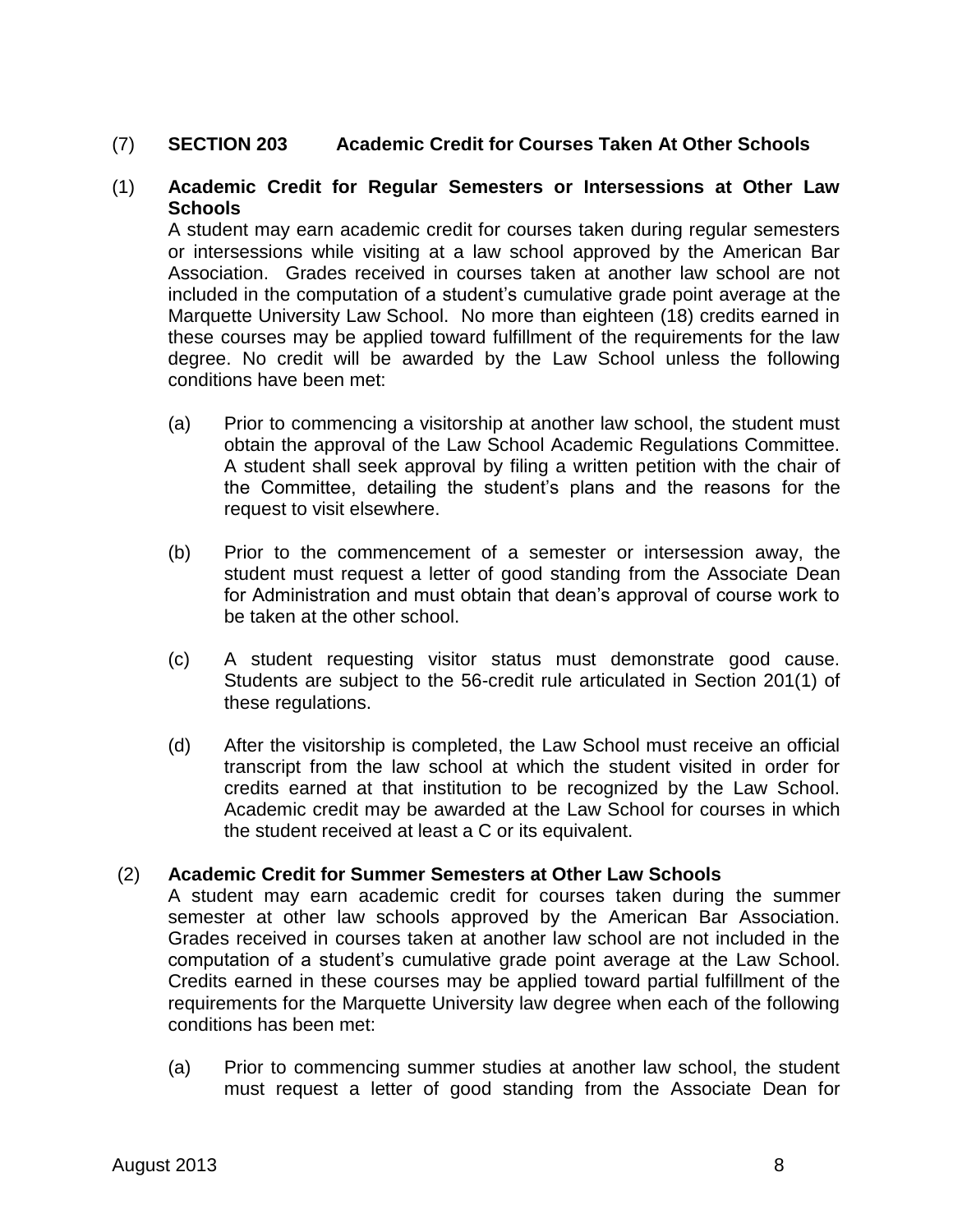## (7) SECTION 203 Academic Credit for Courses Taken At Other Schools

### (1) Academic Credit for Regular Semesters or Intersessions at Other Law Schools

A student may earn academic credit for courses taken during regular semesters or intersessions while visiting at a law school approved by the American Bar Association. Grades received in courses taken at another law school are not included in the computation of a student's cumulative grade point average at the Marquette University Law School. No more than eighteen (18) credits earned in these courses may be applied toward fulfillment of the requirements for the law degree. No credit will be awarded by the Law School unless the following conditions have been met:

(a) Prior to commencing a visitorship at another law school, the student must obtain the approval of the Law School Academic Regulations Committee. A student shall seek approval by filing a written petition with the chair of the Committee, detailing the student's plans and the reasons for the request to visit elsewhere.

(b) Prior to the commencement of a semester or intersession away, the student must request a letter of good standing from the Associate Dean for Administration and must obtain that dean's approval of course work to be taken at the other school.

(c) A student requesting visitor status must demonstrate good cause. Students are subject to the 56-credit rule articulated in Section 201(1) of these regulations.

(d) After the visitorship is completed, the Law School must receive an official transcript from the law school at which the student visited in order for credits earned at that institution to be recognized by the Law School. Academic credit may be awarded at the Law School for courses in which the student received at least a C or its equivalent.

### (2) Academic Credit for Summer Semesters at Other Law Schools

A student may earn academic credit for courses taken during the summer semester at other law schools approved by the American Bar Association. Grades received in courses taken at another law school are not included in the computation of a student's cumulative grade point average at the Law School. Credits earned in these courses may be applied toward partial fulfillment of the requirements for the Marquette University law degree when each of the following conditions has been met:

(a) Prior to commencing summer studies at another law school, the student must request a letter of good standing from the Associate Dean for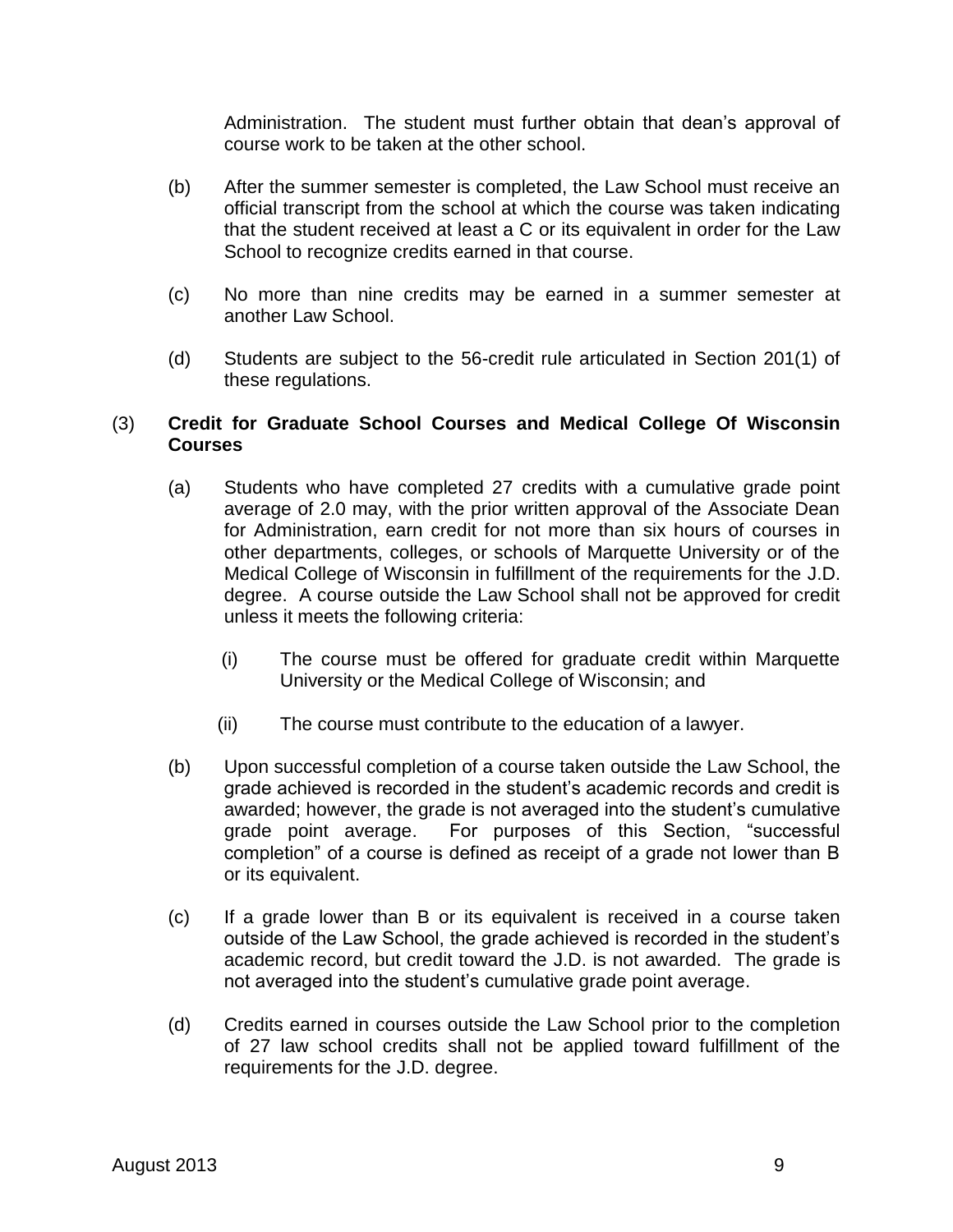Administration. The student must further obtain that dean's approval of course work to be taken at the other school.

(b) After the summer semester is completed, the Law School must receive an official transcript from the school at which the course was taken indicating that the student received at least a C or its equivalent in order for the Law School to recognize credits earned in that course.

(c) No more than nine credits may be earned in a summer semester at another Law School.

(d) Students are subject to the 56-credit rule articulated in Section 201(1) of these regulations.

(3) **Credit for Graduate School Courses and Medical College Of Wisconsin Courses**

(a) Students who have completed 27 credits with a cumulative grade point average of 2.0 may, with the prior written approval of the Associate Dean for Administration, earn credit for not more than six hours of courses in other departments, colleges, or schools of Marquette University or of the Medical College of Wisconsin in fulfillment of the requirements for the J.D. degree. A course outside the Law School shall not be approved for credit unless it meets the following criteria:

(i) The course must be offered for graduate credit within Marquette University or the Medical College of Wisconsin; and

(ii) The course must contribute to the education of a lawyer.

(b) Upon successful completion of a course taken outside the Law School, the grade achieved is recorded in the student's academic records and credit is awarded; however, the grade is not averaged into the student's cumulative grade point average. For purposes of this Section, "successful completion" of a course is defined as receipt of a grade not lower than B or its equivalent.

(c) If a grade lower than B or its equivalent is received in a course taken outside of the Law School, the grade achieved is recorded in the student's academic record, but credit toward the J.D. is not awarded. The grade is not averaged into the student's cumulative grade point average.

(d) Credits earned in courses outside the Law School prior to the completion of 27 law school credits shall not be applied toward fulfillment of the requirements for the J.D. degree.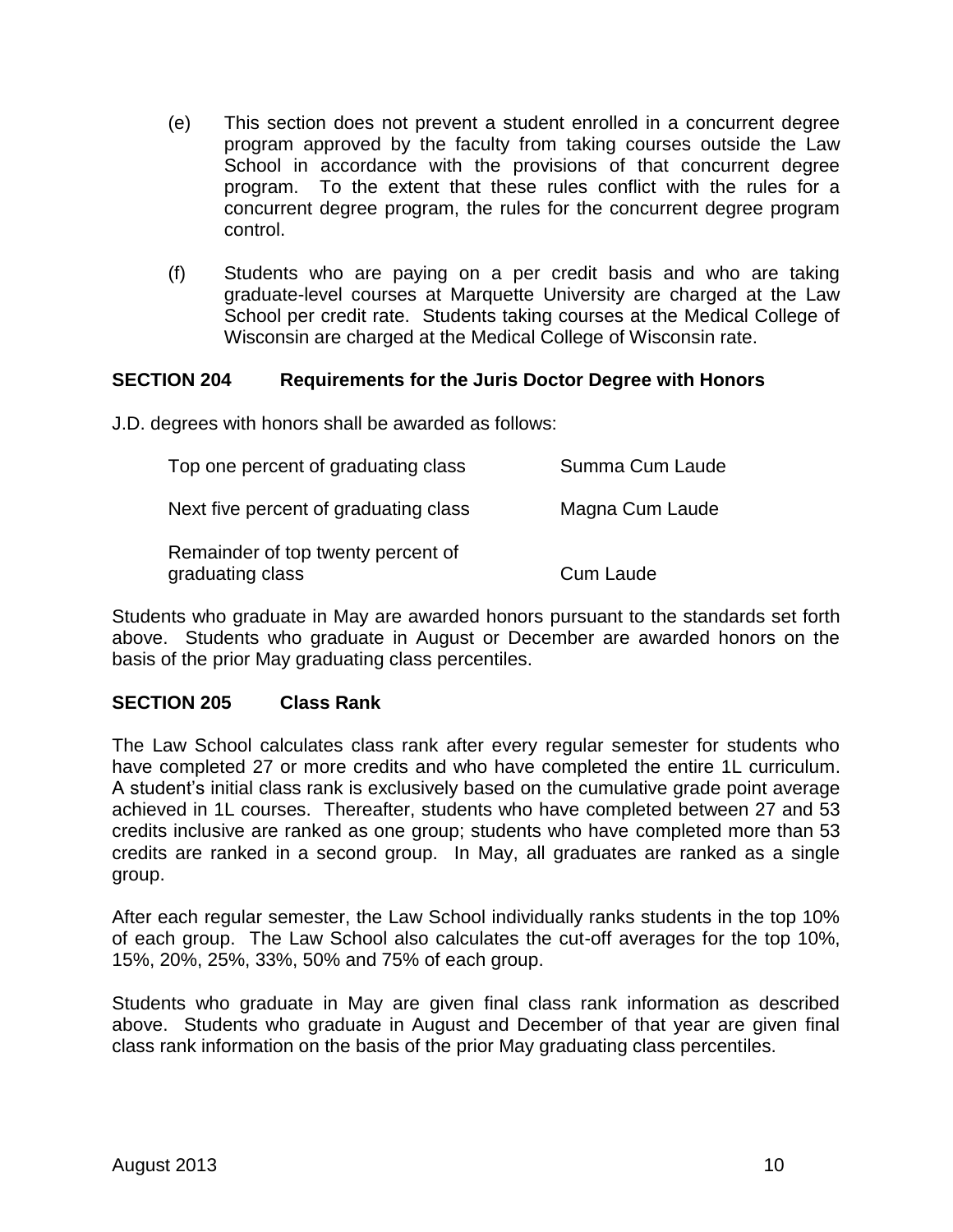(e) This section does not prevent a student enrolled in a concurrent degree program approved by the faculty from taking courses outside the Law School in accordance with the provisions of that concurrent degree program. To the extent that these rules conflict with the rules for a concurrent degree program, the rules for the concurrent degree program control.

(f) Students who are paying on a per credit basis and who are taking graduate-level courses at Marquette University are charged at the Law School per credit rate. Students taking courses at the Medical College of Wisconsin are charged at the Medical College of Wisconsin rate.

## SECTION 204 Requirements for the Juris Doctor Degree with Honors

J.D. degrees with honors shall be awarded as follows:

| | |
|---|---|
| Top one percent of graduating class | Summa Cum Laude |
| Next five percent of graduating class | Magna Cum Laude |
| Remainder of top twenty percent of graduating class | Cum Laude |

Students who graduate in May are awarded honors pursuant to the standards set forth above. Students who graduate in August or December are awarded honors on the basis of the prior May graduating class percentiles.

## SECTION 205 Class Rank

The Law School calculates class rank after every regular semester for students who have completed 27 or more credits and who have completed the entire 1L curriculum. A student's initial class rank is exclusively based on the cumulative grade point average achieved in 1L courses. Thereafter, students who have completed between 27 and 53 credits inclusive are ranked as one group; students who have completed more than 53 credits are ranked in a second group. In May, all graduates are ranked as a single group.

After each regular semester, the Law School individually ranks students in the top 10% of each group. The Law School also calculates the cut-off averages for the top 10%, 15%, 20%, 25%, 33%, 50% and 75% of each group.

Students who graduate in May are given final class rank information as described above. Students who graduate in August and December of that year are given final class rank information on the basis of the prior May graduating class percentiles.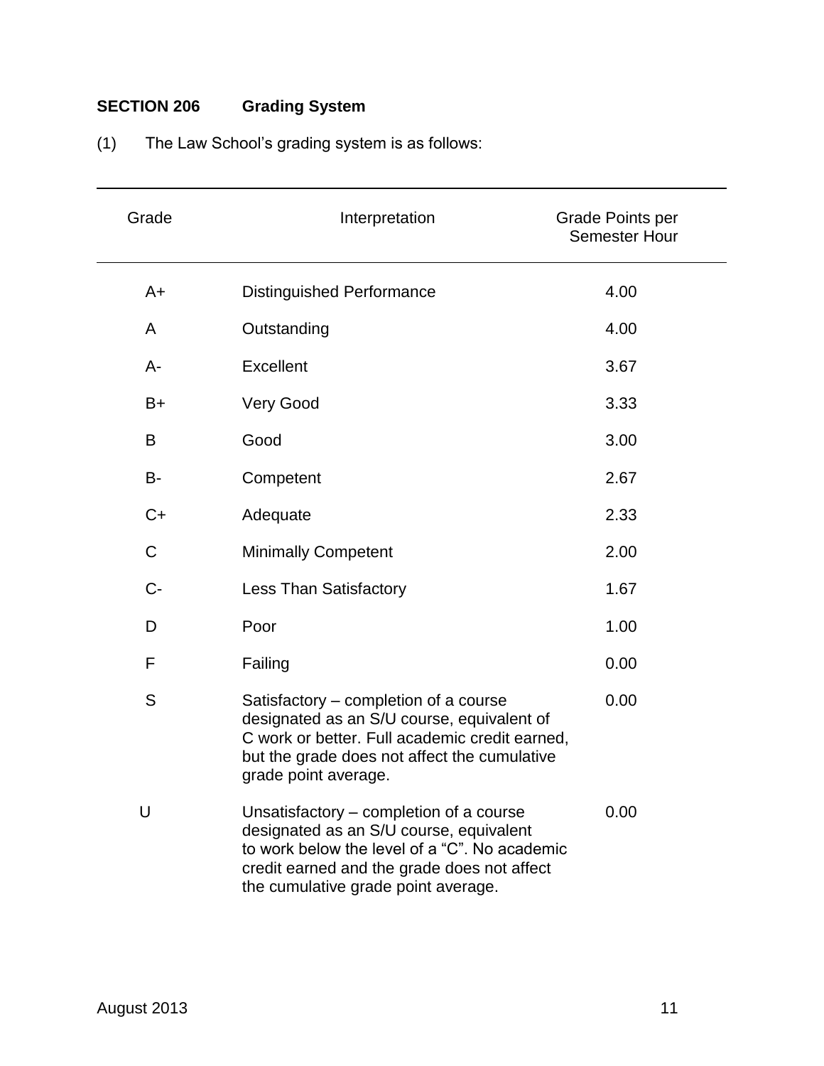## SECTION 206 Grading System

(1) The Law School's grading system is as follows:

| Grade | Interpretation | Grade Points per Semester Hour |
|---|---|---|
| A+ | Distinguished Performance | 4.00 |
| A | Outstanding | 4.00 |
| A- | Excellent | 3.67 |
| B+ | Very Good | 3.33 |
| B | Good | 3.00 |
| B- | Competent | 2.67 |
| C+ | Adequate | 2.33 |
| C | Minimally Competent | 2.00 |
| C- | Less Than Satisfactory | 1.67 |
| D | Poor | 1.00 |
| F | Failing | 0.00 |
| S | Satisfactory – completion of a course designated as an S/U course, equivalent of C work or better. Full academic credit earned, but the grade does not affect the cumulative grade point average. | 0.00 |
| U | Unsatisfactory – completion of a course designated as an S/U course, equivalent to work below the level of a "C". No academic credit earned and the grade does not affect the cumulative grade point average. | 0.00 |

August 2013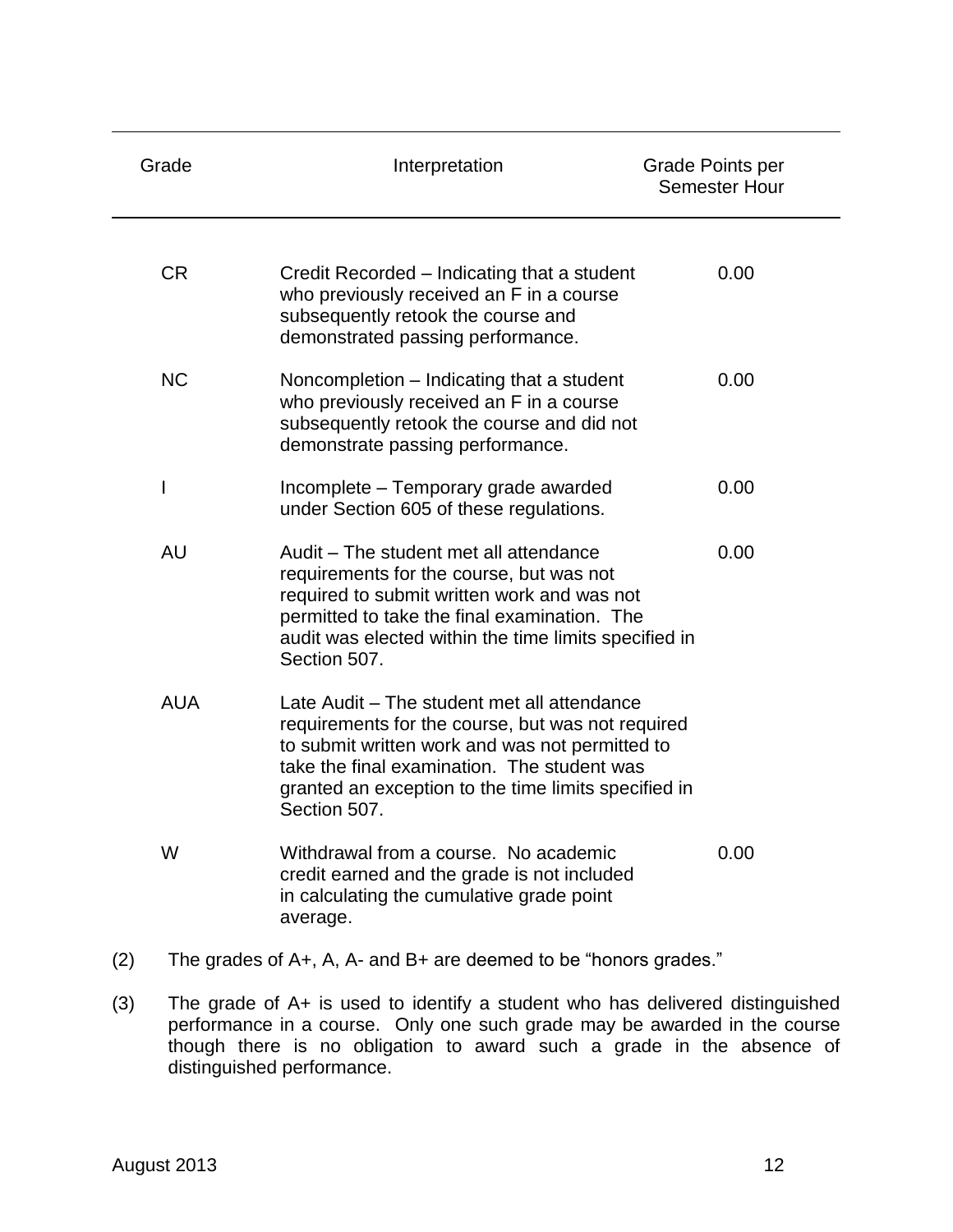| Grade | Interpretation | Grade Points per Semester Hour |
|---|---|---|
| CR | Credit Recorded – Indicating that a student who previously received an F in a course subsequently retook the course and demonstrated passing performance. | 0.00 |
| NC | Noncompletion – Indicating that a student who previously received an F in a course subsequently retook the course and did not demonstrate passing performance. | 0.00 |
| I | Incomplete – Temporary grade awarded under Section 605 of these regulations. | 0.00 |
| AU | Audit – The student met all attendance requirements for the course, but was not required to submit written work and was not permitted to take the final examination. The audit was elected within the time limits specified in Section 507. | 0.00 |
| AUA | Late Audit – The student met all attendance requirements for the course, but was not required to submit written work and was not permitted to take the final examination. The student was granted an exception to the time limits specified in Section 507. | |
| W | Withdrawal from a course. No academic credit earned and the grade is not included in calculating the cumulative grade point average. | 0.00 |

(2) The grades of A+, A, A- and B+ are deemed to be "honors grades."

(3) The grade of A+ is used to identify a student who has delivered distinguished performance in a course. Only one such grade may be awarded in the course though there is no obligation to award such a grade in the absence of distinguished performance.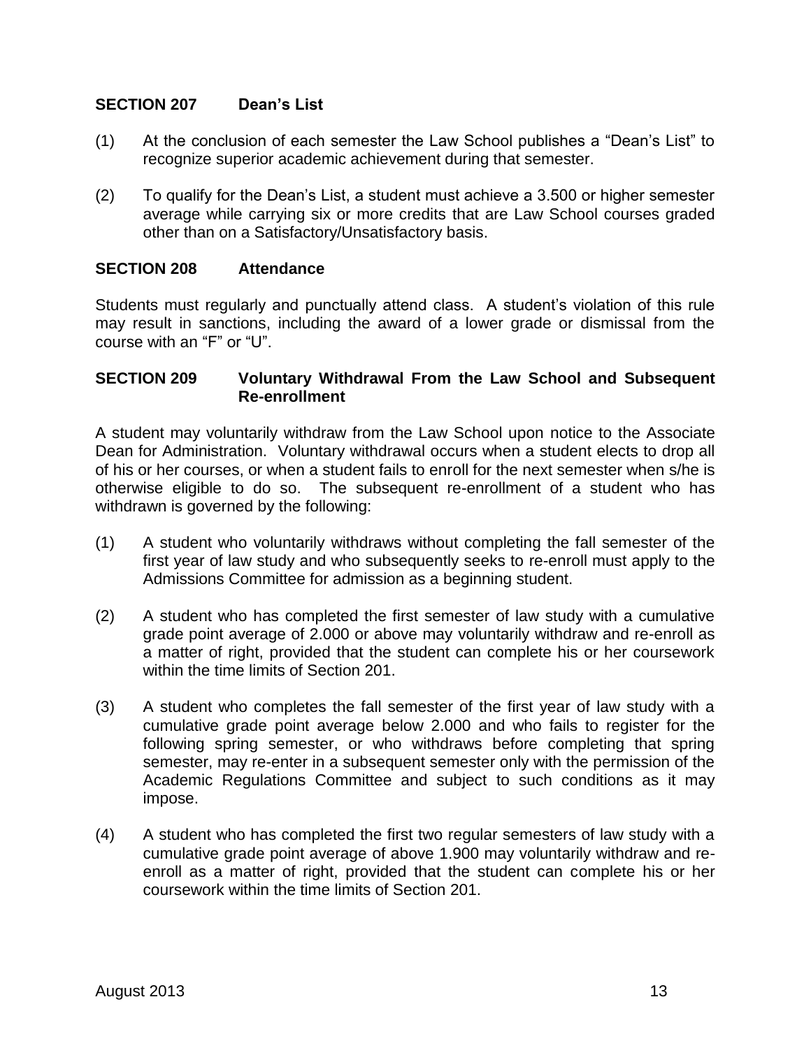### SECTION 207 Dean's List

(1) At the conclusion of each semester the Law School publishes a "Dean's List" to recognize superior academic achievement during that semester.

(2) To qualify for the Dean's List, a student must achieve a 3.500 or higher semester average while carrying six or more credits that are Law School courses graded other than on a Satisfactory/Unsatisfactory basis.

### SECTION 208 Attendance

Students must regularly and punctually attend class. A student's violation of this rule may result in sanctions, including the award of a lower grade or dismissal from the course with an "F" or "U".

### SECTION 209 Voluntary Withdrawal From the Law School and Subsequent Re-enrollment

A student may voluntarily withdraw from the Law School upon notice to the Associate Dean for Administration. Voluntary withdrawal occurs when a student elects to drop all of his or her courses, or when a student fails to enroll for the next semester when s/he is otherwise eligible to do so. The subsequent re-enrollment of a student who has withdrawn is governed by the following:

(1) A student who voluntarily withdraws without completing the fall semester of the first year of law study and who subsequently seeks to re-enroll must apply to the Admissions Committee for admission as a beginning student.

(2) A student who has completed the first semester of law study with a cumulative grade point average of 2.000 or above may voluntarily withdraw and re-enroll as a matter of right, provided that the student can complete his or her coursework within the time limits of Section 201.

(3) A student who completes the fall semester of the first year of law study with a cumulative grade point average below 2.000 and who fails to register for the following spring semester, or who withdraws before completing that spring semester, may re-enter in a subsequent semester only with the permission of the Academic Regulations Committee and subject to such conditions as it may impose.

(4) A student who has completed the first two regular semesters of law study with a cumulative grade point average of above 1.900 may voluntarily withdraw and re-enroll as a matter of right, provided that the student can complete his or her coursework within the time limits of Section 201.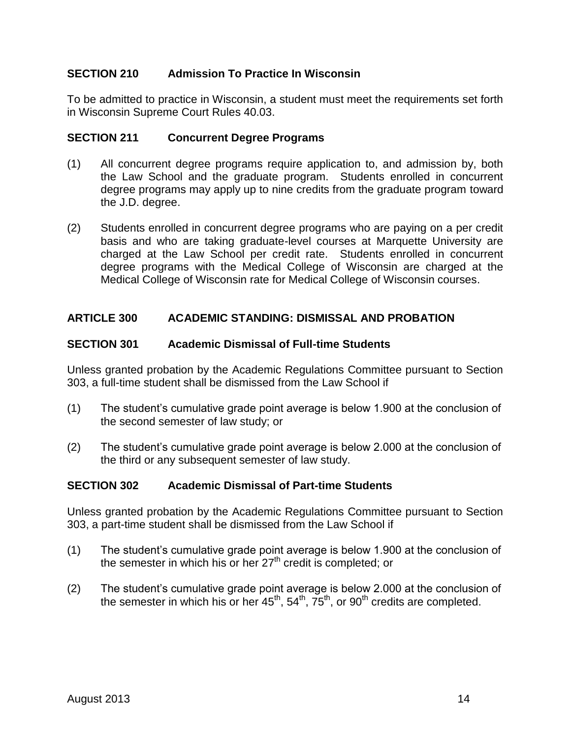## SECTION 210 Admission To Practice In Wisconsin

To be admitted to practice in Wisconsin, a student must meet the requirements set forth in Wisconsin Supreme Court Rules 40.03.

## SECTION 211 Concurrent Degree Programs

(1) All concurrent degree programs require application to, and admission by, both the Law School and the graduate program. Students enrolled in concurrent degree programs may apply up to nine credits from the graduate program toward the J.D. degree.

(2) Students enrolled in concurrent degree programs who are paying on a per credit basis and who are taking graduate-level courses at Marquette University are charged at the Law School per credit rate. Students enrolled in concurrent degree programs with the Medical College of Wisconsin are charged at the Medical College of Wisconsin rate for Medical College of Wisconsin courses.

# ARTICLE 300 ACADEMIC STANDING: DISMISSAL AND PROBATION

## SECTION 301 Academic Dismissal of Full-time Students

Unless granted probation by the Academic Regulations Committee pursuant to Section 303, a full-time student shall be dismissed from the Law School if

(1) The student's cumulative grade point average is below 1.900 at the conclusion of the second semester of law study; or

(2) The student's cumulative grade point average is below 2.000 at the conclusion of the third or any subsequent semester of law study.

## SECTION 302 Academic Dismissal of Part-time Students

Unless granted probation by the Academic Regulations Committee pursuant to Section 303, a part-time student shall be dismissed from the Law School if

(1) The student's cumulative grade point average is below 1.900 at the conclusion of the semester in which his or her 27th credit is completed; or

(2) The student's cumulative grade point average is below 2.000 at the conclusion of the semester in which his or her 45th, 54th, 75th, or 90th credits are completed.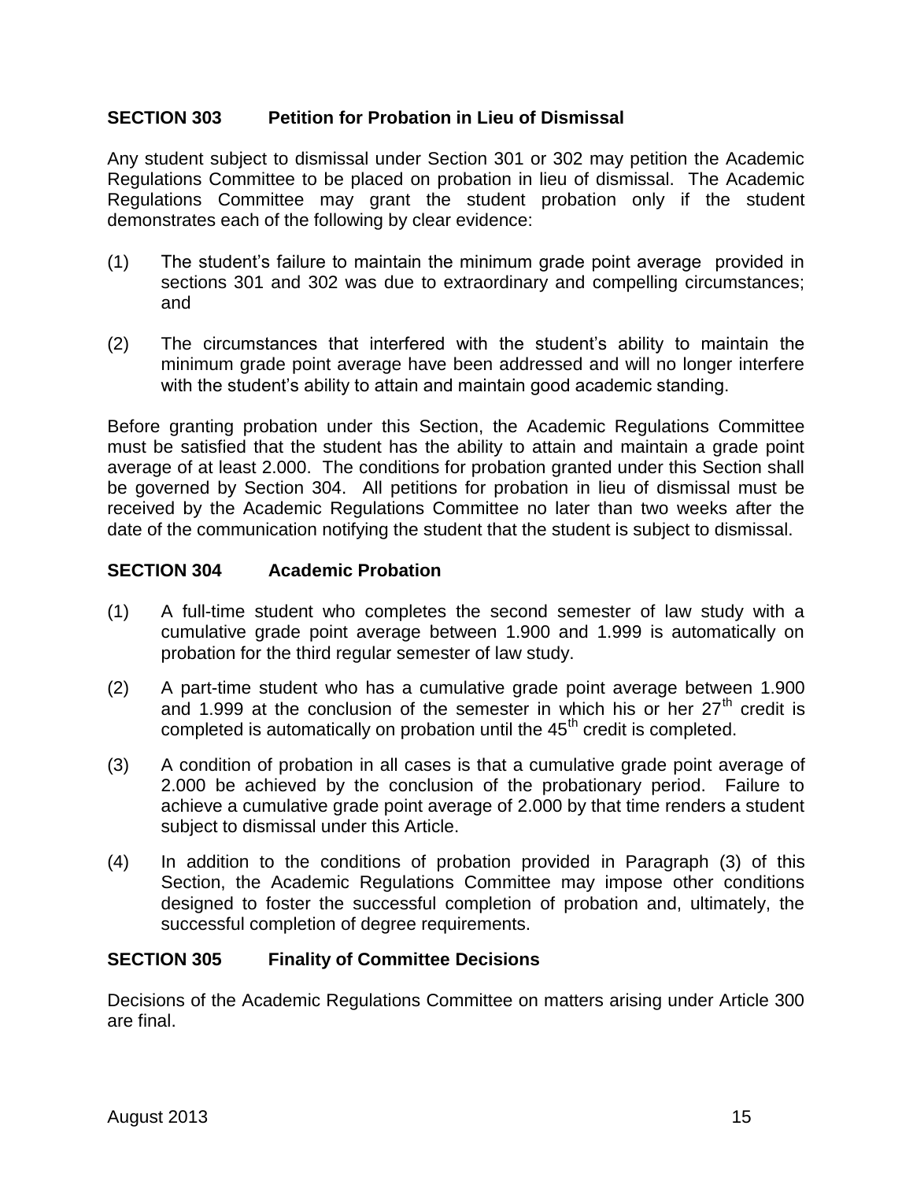### SECTION 303 Petition for Probation in Lieu of Dismissal

Any student subject to dismissal under Section 301 or 302 may petition the Academic Regulations Committee to be placed on probation in lieu of dismissal. The Academic Regulations Committee may grant the student probation only if the student demonstrates each of the following by clear evidence:

(1) The student's failure to maintain the minimum grade point average provided in sections 301 and 302 was due to extraordinary and compelling circumstances; and

(2) The circumstances that interfered with the student's ability to maintain the minimum grade point average have been addressed and will no longer interfere with the student's ability to attain and maintain good academic standing.

Before granting probation under this Section, the Academic Regulations Committee must be satisfied that the student has the ability to attain and maintain a grade point average of at least 2.000. The conditions for probation granted under this Section shall be governed by Section 304. All petitions for probation in lieu of dismissal must be received by the Academic Regulations Committee no later than two weeks after the date of the communication notifying the student that the student is subject to dismissal.

### SECTION 304 Academic Probation

(1) A full-time student who completes the second semester of law study with a cumulative grade point average between 1.900 and 1.999 is automatically on probation for the third regular semester of law study.

(2) A part-time student who has a cumulative grade point average between 1.900 and 1.999 at the conclusion of the semester in which his or her 27th credit is completed is automatically on probation until the 45th credit is completed.

(3) A condition of probation in all cases is that a cumulative grade point average of 2.000 be achieved by the conclusion of the probationary period. Failure to achieve a cumulative grade point average of 2.000 by that time renders a student subject to dismissal under this Article.

(4) In addition to the conditions of probation provided in Paragraph (3) of this Section, the Academic Regulations Committee may impose other conditions designed to foster the successful completion of probation and, ultimately, the successful completion of degree requirements.

### SECTION 305 Finality of Committee Decisions

Decisions of the Academic Regulations Committee on matters arising under Article 300 are final.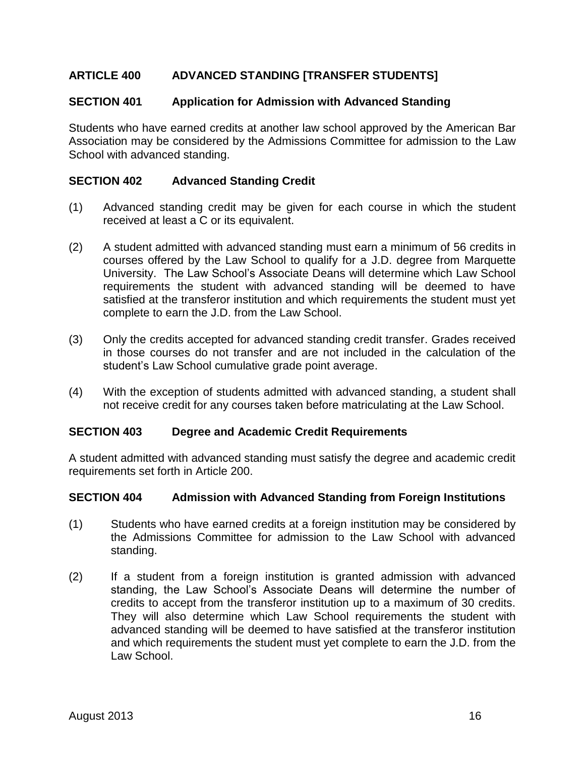## ARTICLE 400 ADVANCED STANDING [TRANSFER STUDENTS]

### SECTION 401 Application for Admission with Advanced Standing

Students who have earned credits at another law school approved by the American Bar Association may be considered by the Admissions Committee for admission to the Law School with advanced standing.

### SECTION 402 Advanced Standing Credit

(1) Advanced standing credit may be given for each course in which the student received at least a C or its equivalent.

(2) A student admitted with advanced standing must earn a minimum of 56 credits in courses offered by the Law School to qualify for a J.D. degree from Marquette University. The Law School's Associate Deans will determine which Law School requirements the student with advanced standing will be deemed to have satisfied at the transferor institution and which requirements the student must yet complete to earn the J.D. from the Law School.

(3) Only the credits accepted for advanced standing credit transfer. Grades received in those courses do not transfer and are not included in the calculation of the student's Law School cumulative grade point average.

(4) With the exception of students admitted with advanced standing, a student shall not receive credit for any courses taken before matriculating at the Law School.

### SECTION 403 Degree and Academic Credit Requirements

A student admitted with advanced standing must satisfy the degree and academic credit requirements set forth in Article 200.

### SECTION 404 Admission with Advanced Standing from Foreign Institutions

(1) Students who have earned credits at a foreign institution may be considered by the Admissions Committee for admission to the Law School with advanced standing.

(2) If a student from a foreign institution is granted admission with advanced standing, the Law School's Associate Deans will determine the number of credits to accept from the transferor institution up to a maximum of 30 credits. They will also determine which Law School requirements the student with advanced standing will be deemed to have satisfied at the transferor institution and which requirements the student must yet complete to earn the J.D. from the Law School.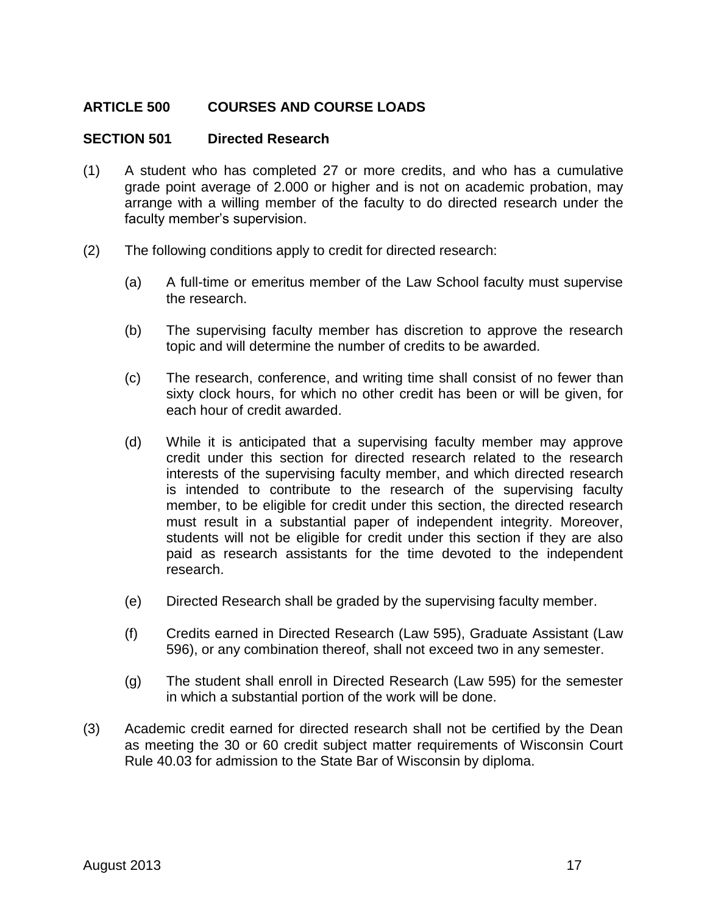## ARTICLE 500 COURSES AND COURSE LOADS

### SECTION 501 Directed Research

(1) A student who has completed 27 or more credits, and who has a cumulative grade point average of 2.000 or higher and is not on academic probation, may arrange with a willing member of the faculty to do directed research under the faculty member's supervision.

(2) The following conditions apply to credit for directed research:

   (a) A full-time or emeritus member of the Law School faculty must supervise the research.

   (b) The supervising faculty member has discretion to approve the research topic and will determine the number of credits to be awarded.

   (c) The research, conference, and writing time shall consist of no fewer than sixty clock hours, for which no other credit has been or will be given, for each hour of credit awarded.

   (d) While it is anticipated that a supervising faculty member may approve credit under this section for directed research related to the research interests of the supervising faculty member, and which directed research is intended to contribute to the research of the supervising faculty member, to be eligible for credit under this section, the directed research must result in a substantial paper of independent integrity. Moreover, students will not be eligible for credit under this section if they are also paid as research assistants for the time devoted to the independent research.

   (e) Directed Research shall be graded by the supervising faculty member.

   (f) Credits earned in Directed Research (Law 595), Graduate Assistant (Law 596), or any combination thereof, shall not exceed two in any semester.

   (g) The student shall enroll in Directed Research (Law 595) for the semester in which a substantial portion of the work will be done.

(3) Academic credit earned for directed research shall not be certified by the Dean as meeting the 30 or 60 credit subject matter requirements of Wisconsin Court Rule 40.03 for admission to the State Bar of Wisconsin by diploma.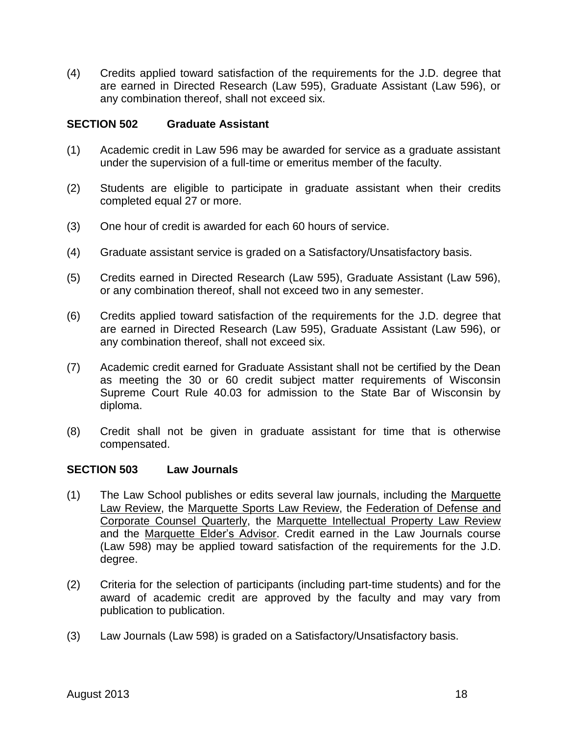(4) Credits applied toward satisfaction of the requirements for the J.D. degree that are earned in Directed Research (Law 595), Graduate Assistant (Law 596), or any combination thereof, shall not exceed six.

### SECTION 502 Graduate Assistant

(1) Academic credit in Law 596 may be awarded for service as a graduate assistant under the supervision of a full-time or emeritus member of the faculty.

(2) Students are eligible to participate in graduate assistant when their credits completed equal 27 or more.

(3) One hour of credit is awarded for each 60 hours of service.

(4) Graduate assistant service is graded on a Satisfactory/Unsatisfactory basis.

(5) Credits earned in Directed Research (Law 595), Graduate Assistant (Law 596), or any combination thereof, shall not exceed two in any semester.

(6) Credits applied toward satisfaction of the requirements for the J.D. degree that are earned in Directed Research (Law 595), Graduate Assistant (Law 596), or any combination thereof, shall not exceed six.

(7) Academic credit earned for Graduate Assistant shall not be certified by the Dean as meeting the 30 or 60 credit subject matter requirements of Wisconsin Supreme Court Rule 40.03 for admission to the State Bar of Wisconsin by diploma.

(8) Credit shall not be given in graduate assistant for time that is otherwise compensated.

### SECTION 503 Law Journals

(1) The Law School publishes or edits several law journals, including the Marquette Law Review, the Marquette Sports Law Review, the Federation of Defense and Corporate Counsel Quarterly, the Marquette Intellectual Property Law Review and the Marquette Elder's Advisor. Credit earned in the Law Journals course (Law 598) may be applied toward satisfaction of the requirements for the J.D. degree.

(2) Criteria for the selection of participants (including part-time students) and for the award of academic credit are approved by the faculty and may vary from publication to publication.

(3) Law Journals (Law 598) is graded on a Satisfactory/Unsatisfactory basis.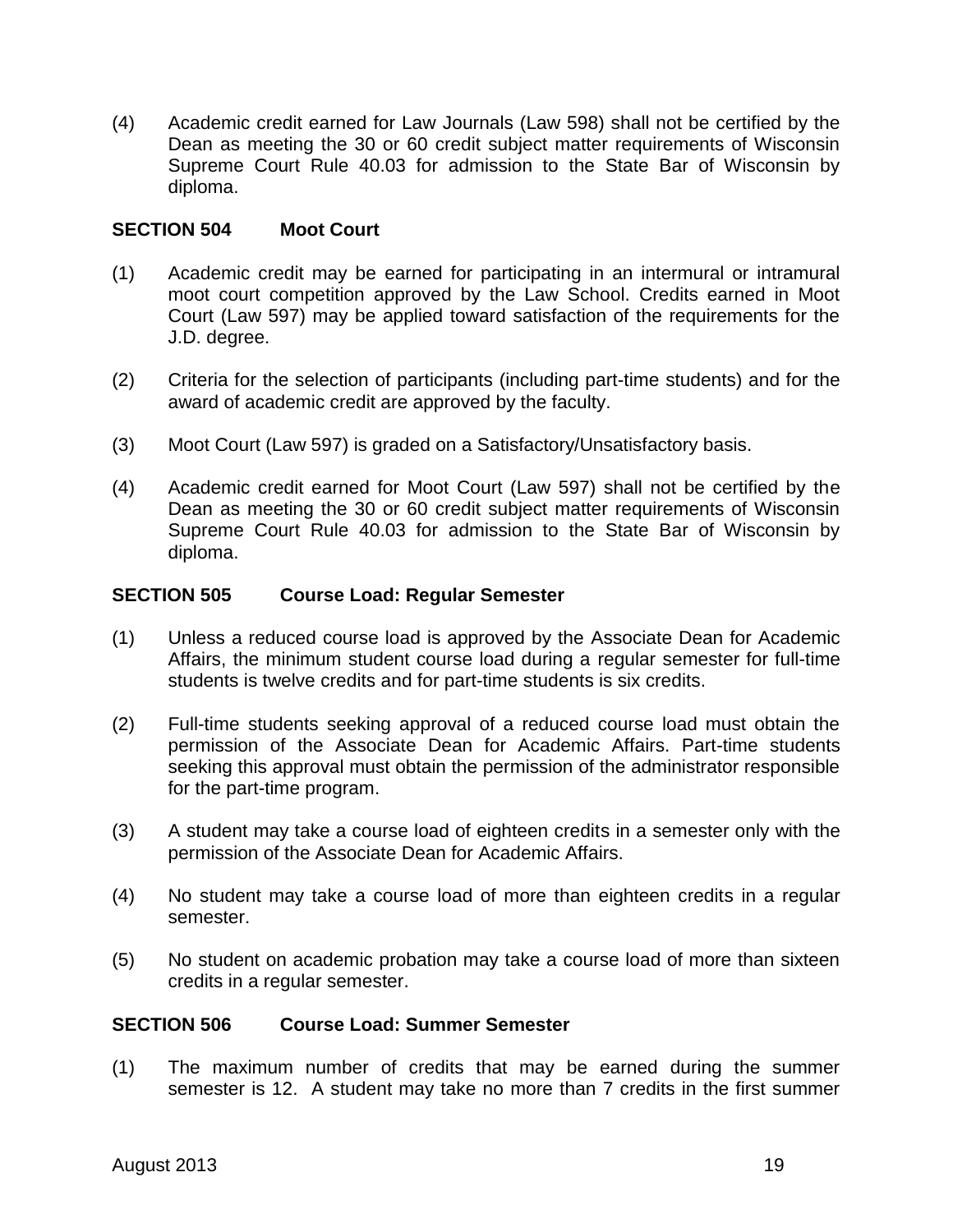(4) Academic credit earned for Law Journals (Law 598) shall not be certified by the Dean as meeting the 30 or 60 credit subject matter requirements of Wisconsin Supreme Court Rule 40.03 for admission to the State Bar of Wisconsin by diploma.

## SECTION 504 Moot Court

(1) Academic credit may be earned for participating in an intermural or intramural moot court competition approved by the Law School. Credits earned in Moot Court (Law 597) may be applied toward satisfaction of the requirements for the J.D. degree.

(2) Criteria for the selection of participants (including part-time students) and for the award of academic credit are approved by the faculty.

(3) Moot Court (Law 597) is graded on a Satisfactory/Unsatisfactory basis.

(4) Academic credit earned for Moot Court (Law 597) shall not be certified by the Dean as meeting the 30 or 60 credit subject matter requirements of Wisconsin Supreme Court Rule 40.03 for admission to the State Bar of Wisconsin by diploma.

## SECTION 505 Course Load: Regular Semester

(1) Unless a reduced course load is approved by the Associate Dean for Academic Affairs, the minimum student course load during a regular semester for full-time students is twelve credits and for part-time students is six credits.

(2) Full-time students seeking approval of a reduced course load must obtain the permission of the Associate Dean for Academic Affairs. Part-time students seeking this approval must obtain the permission of the administrator responsible for the part-time program.

(3) A student may take a course load of eighteen credits in a semester only with the permission of the Associate Dean for Academic Affairs.

(4) No student may take a course load of more than eighteen credits in a regular semester.

(5) No student on academic probation may take a course load of more than sixteen credits in a regular semester.

## SECTION 506 Course Load: Summer Semester

(1) The maximum number of credits that may be earned during the summer semester is 12. A student may take no more than 7 credits in the first summer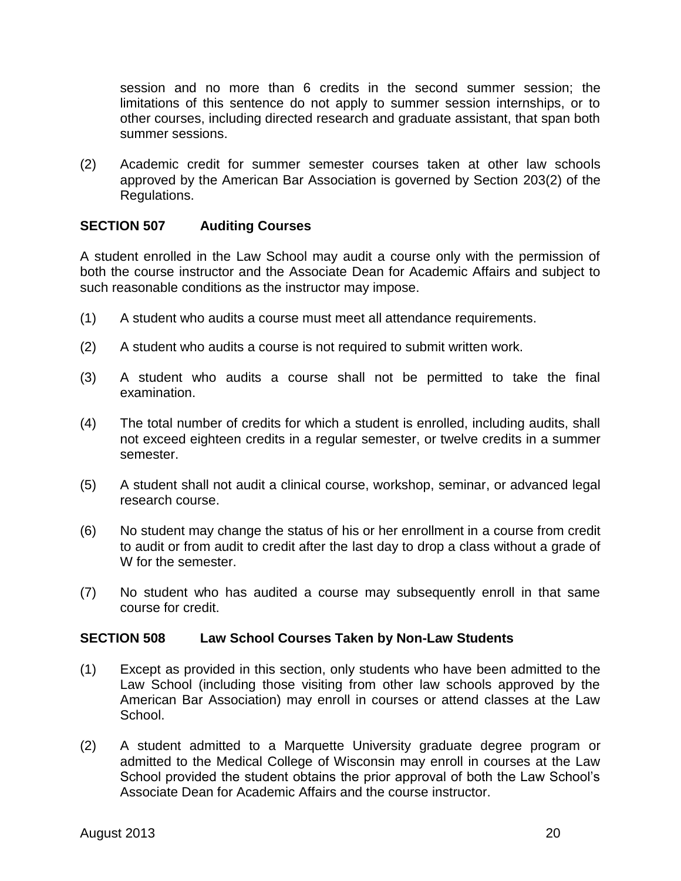session and no more than 6 credits in the second summer session; the limitations of this sentence do not apply to summer session internships, or to other courses, including directed research and graduate assistant, that span both summer sessions.

(2) Academic credit for summer semester courses taken at other law schools approved by the American Bar Association is governed by Section 203(2) of the Regulations.

### SECTION 507 Auditing Courses

A student enrolled in the Law School may audit a course only with the permission of both the course instructor and the Associate Dean for Academic Affairs and subject to such reasonable conditions as the instructor may impose.

(1) A student who audits a course must meet all attendance requirements.

(2) A student who audits a course is not required to submit written work.

(3) A student who audits a course shall not be permitted to take the final examination.

(4) The total number of credits for which a student is enrolled, including audits, shall not exceed eighteen credits in a regular semester, or twelve credits in a summer semester.

(5) A student shall not audit a clinical course, workshop, seminar, or advanced legal research course.

(6) No student may change the status of his or her enrollment in a course from credit to audit or from audit to credit after the last day to drop a class without a grade of W for the semester.

(7) No student who has audited a course may subsequently enroll in that same course for credit.

### SECTION 508 Law School Courses Taken by Non-Law Students

(1) Except as provided in this section, only students who have been admitted to the Law School (including those visiting from other law schools approved by the American Bar Association) may enroll in courses or attend classes at the Law School.

(2) A student admitted to a Marquette University graduate degree program or admitted to the Medical College of Wisconsin may enroll in courses at the Law School provided the student obtains the prior approval of both the Law School's Associate Dean for Academic Affairs and the course instructor.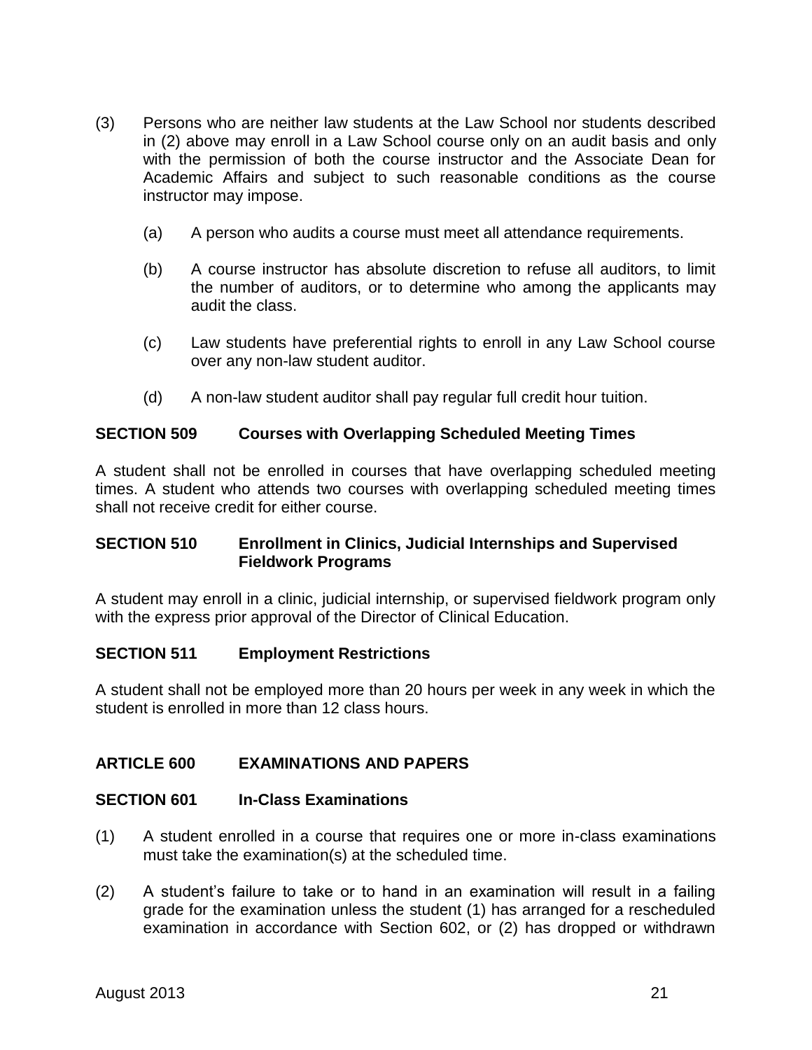(3) Persons who are neither law students at the Law School nor students described in (2) above may enroll in a Law School course only on an audit basis and only with the permission of both the course instructor and the Associate Dean for Academic Affairs and subject to such reasonable conditions as the course instructor may impose.

   (a) A person who audits a course must meet all attendance requirements.

   (b) A course instructor has absolute discretion to refuse all auditors, to limit the number of auditors, or to determine who among the applicants may audit the class.

   (c) Law students have preferential rights to enroll in any Law School course over any non-law student auditor.

   (d) A non-law student auditor shall pay regular full credit hour tuition.

### SECTION 509 Courses with Overlapping Scheduled Meeting Times

A student shall not be enrolled in courses that have overlapping scheduled meeting times. A student who attends two courses with overlapping scheduled meeting times shall not receive credit for either course.

### SECTION 510 Enrollment in Clinics, Judicial Internships and Supervised Fieldwork Programs

A student may enroll in a clinic, judicial internship, or supervised fieldwork program only with the express prior approval of the Director of Clinical Education.

### SECTION 511 Employment Restrictions

A student shall not be employed more than 20 hours per week in any week in which the student is enrolled in more than 12 class hours.

## ARTICLE 600 EXAMINATIONS AND PAPERS

### SECTION 601 In-Class Examinations

(1) A student enrolled in a course that requires one or more in-class examinations must take the examination(s) at the scheduled time.

(2) A student's failure to take or to hand in an examination will result in a failing grade for the examination unless the student (1) has arranged for a rescheduled examination in accordance with Section 602, or (2) has dropped or withdrawn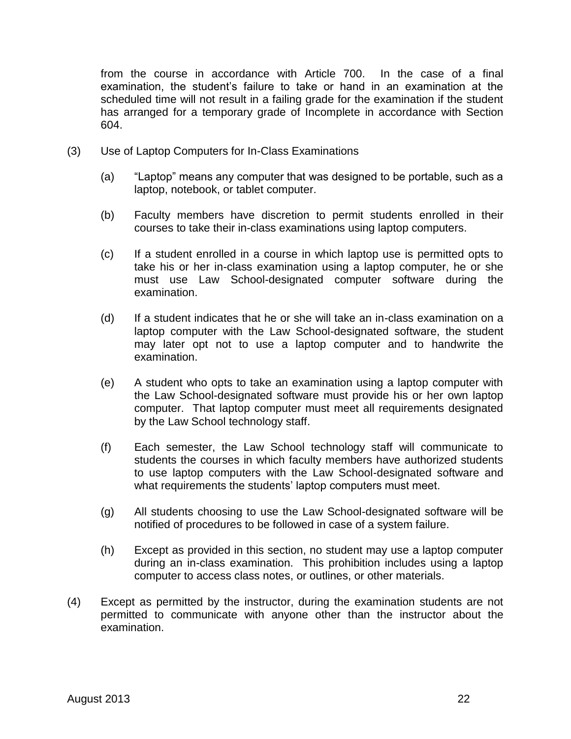from the course in accordance with Article 700. In the case of a final examination, the student's failure to take or hand in an examination at the scheduled time will not result in a failing grade for the examination if the student has arranged for a temporary grade of Incomplete in accordance with Section 604.

(3) Use of Laptop Computers for In-Class Examinations

(a) "Laptop" means any computer that was designed to be portable, such as a laptop, notebook, or tablet computer.

(b) Faculty members have discretion to permit students enrolled in their courses to take their in-class examinations using laptop computers.

(c) If a student enrolled in a course in which laptop use is permitted opts to take his or her in-class examination using a laptop computer, he or she must use Law School-designated computer software during the examination.

(d) If a student indicates that he or she will take an in-class examination on a laptop computer with the Law School-designated software, the student may later opt not to use a laptop computer and to handwrite the examination.

(e) A student who opts to take an examination using a laptop computer with the Law School-designated software must provide his or her own laptop computer. That laptop computer must meet all requirements designated by the Law School technology staff.

(f) Each semester, the Law School technology staff will communicate to students the courses in which faculty members have authorized students to use laptop computers with the Law School-designated software and what requirements the students' laptop computers must meet.

(g) All students choosing to use the Law School-designated software will be notified of procedures to be followed in case of a system failure.

(h) Except as provided in this section, no student may use a laptop computer during an in-class examination. This prohibition includes using a laptop computer to access class notes, or outlines, or other materials.

(4) Except as permitted by the instructor, during the examination students are not permitted to communicate with anyone other than the instructor about the examination.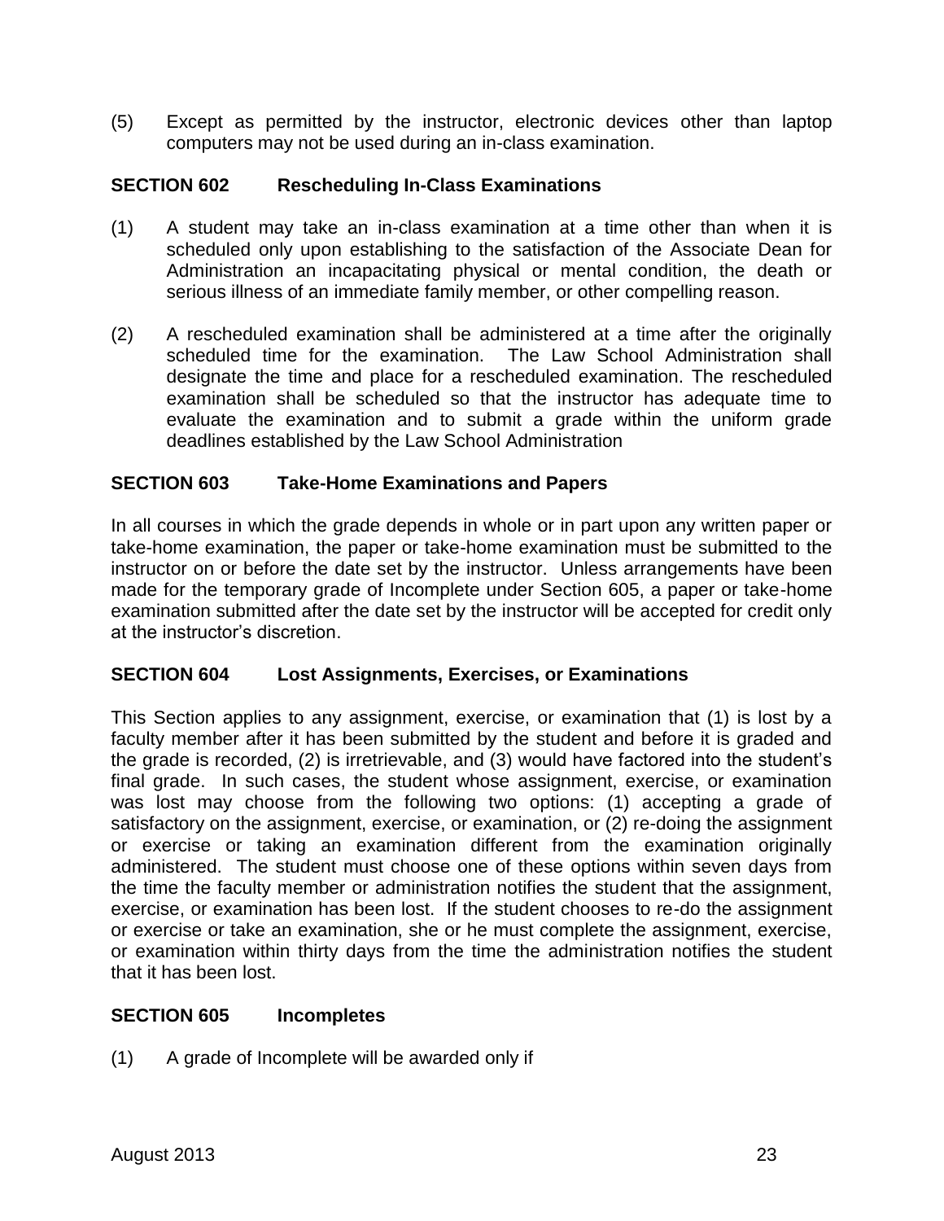(5) Except as permitted by the instructor, electronic devices other than laptop computers may not be used during an in-class examination.

### SECTION 602 Rescheduling In-Class Examinations

(1) A student may take an in-class examination at a time other than when it is scheduled only upon establishing to the satisfaction of the Associate Dean for Administration an incapacitating physical or mental condition, the death or serious illness of an immediate family member, or other compelling reason.

(2) A rescheduled examination shall be administered at a time after the originally scheduled time for the examination. The Law School Administration shall designate the time and place for a rescheduled examination. The rescheduled examination shall be scheduled so that the instructor has adequate time to evaluate the examination and to submit a grade within the uniform grade deadlines established by the Law School Administration

### SECTION 603 Take-Home Examinations and Papers

In all courses in which the grade depends in whole or in part upon any written paper or take-home examination, the paper or take-home examination must be submitted to the instructor on or before the date set by the instructor. Unless arrangements have been made for the temporary grade of Incomplete under Section 605, a paper or take-home examination submitted after the date set by the instructor will be accepted for credit only at the instructor's discretion.

### SECTION 604 Lost Assignments, Exercises, or Examinations

This Section applies to any assignment, exercise, or examination that (1) is lost by a faculty member after it has been submitted by the student and before it is graded and the grade is recorded, (2) is irretrievable, and (3) would have factored into the student's final grade. In such cases, the student whose assignment, exercise, or examination was lost may choose from the following two options: (1) accepting a grade of satisfactory on the assignment, exercise, or examination, or (2) re-doing the assignment or exercise or taking an examination different from the examination originally administered. The student must choose one of these options within seven days from the time the faculty member or administration notifies the student that the assignment, exercise, or examination has been lost. If the student chooses to re-do the assignment or exercise or take an examination, she or he must complete the assignment, exercise, or examination within thirty days from the time the administration notifies the student that it has been lost.

### SECTION 605 Incompletes

(1) A grade of Incomplete will be awarded only if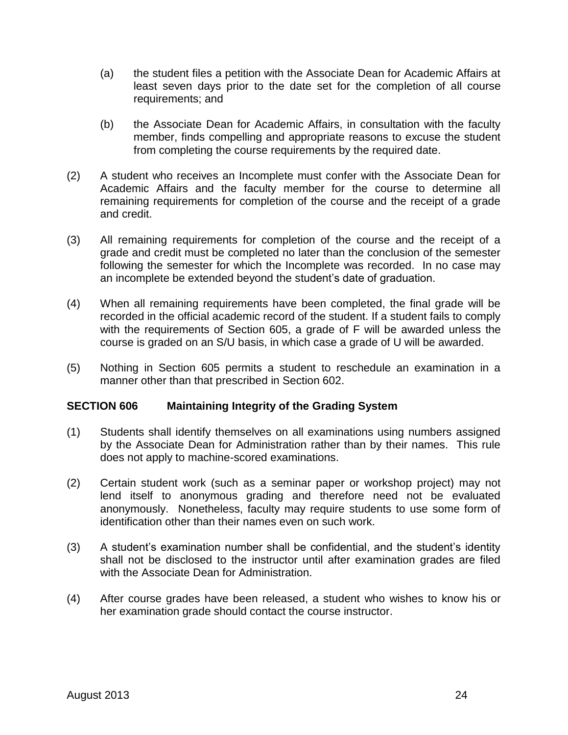(a) the student files a petition with the Associate Dean for Academic Affairs at least seven days prior to the date set for the completion of all course requirements; and

(b) the Associate Dean for Academic Affairs, in consultation with the faculty member, finds compelling and appropriate reasons to excuse the student from completing the course requirements by the required date.

(2) A student who receives an Incomplete must confer with the Associate Dean for Academic Affairs and the faculty member for the course to determine all remaining requirements for completion of the course and the receipt of a grade and credit.

(3) All remaining requirements for completion of the course and the receipt of a grade and credit must be completed no later than the conclusion of the semester following the semester for which the Incomplete was recorded. In no case may an incomplete be extended beyond the student's date of graduation.

(4) When all remaining requirements have been completed, the final grade will be recorded in the official academic record of the student. If a student fails to comply with the requirements of Section 605, a grade of F will be awarded unless the course is graded on an S/U basis, in which case a grade of U will be awarded.

(5) Nothing in Section 605 permits a student to reschedule an examination in a manner other than that prescribed in Section 602.

## SECTION 606 Maintaining Integrity of the Grading System

(1) Students shall identify themselves on all examinations using numbers assigned by the Associate Dean for Administration rather than by their names. This rule does not apply to machine-scored examinations.

(2) Certain student work (such as a seminar paper or workshop project) may not lend itself to anonymous grading and therefore need not be evaluated anonymously. Nonetheless, faculty may require students to use some form of identification other than their names even on such work.

(3) A student's examination number shall be confidential, and the student's identity shall not be disclosed to the instructor until after examination grades are filed with the Associate Dean for Administration.

(4) After course grades have been released, a student who wishes to know his or her examination grade should contact the course instructor.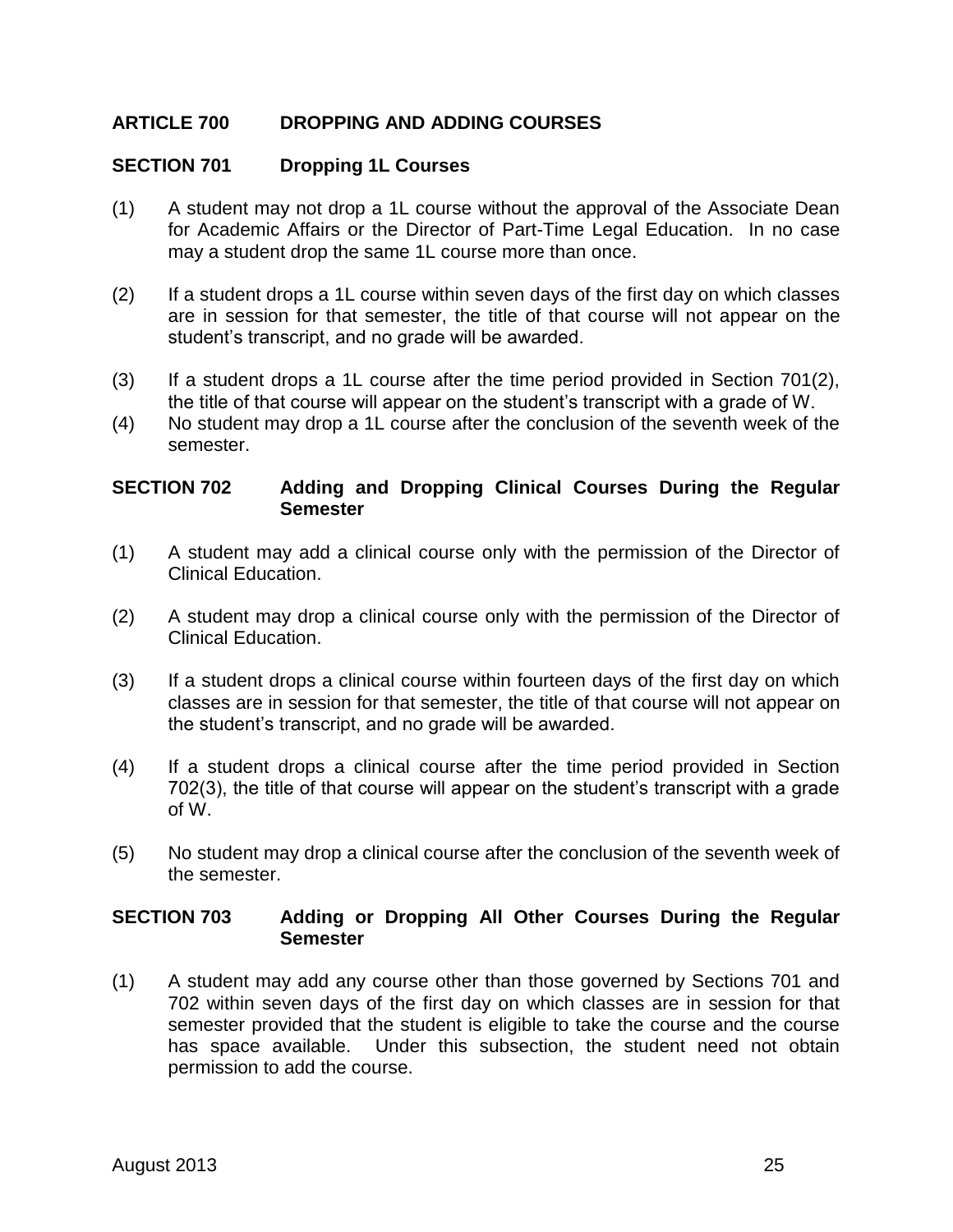## ARTICLE 700 DROPPING AND ADDING COURSES

### SECTION 701 Dropping 1L Courses

(1) A student may not drop a 1L course without the approval of the Associate Dean for Academic Affairs or the Director of Part-Time Legal Education. In no case may a student drop the same 1L course more than once.

(2) If a student drops a 1L course within seven days of the first day on which classes are in session for that semester, the title of that course will not appear on the student's transcript, and no grade will be awarded.

(3) If a student drops a 1L course after the time period provided in Section 701(2), the title of that course will appear on the student's transcript with a grade of W.

(4) No student may drop a 1L course after the conclusion of the seventh week of the semester.

### SECTION 702 Adding and Dropping Clinical Courses During the Regular Semester

(1) A student may add a clinical course only with the permission of the Director of Clinical Education.

(2) A student may drop a clinical course only with the permission of the Director of Clinical Education.

(3) If a student drops a clinical course within fourteen days of the first day on which classes are in session for that semester, the title of that course will not appear on the student's transcript, and no grade will be awarded.

(4) If a student drops a clinical course after the time period provided in Section 702(3), the title of that course will appear on the student's transcript with a grade of W.

(5) No student may drop a clinical course after the conclusion of the seventh week of the semester.

### SECTION 703 Adding or Dropping All Other Courses During the Regular Semester

(1) A student may add any course other than those governed by Sections 701 and 702 within seven days of the first day on which classes are in session for that semester provided that the student is eligible to take the course and the course has space available. Under this subsection, the student need not obtain permission to add the course.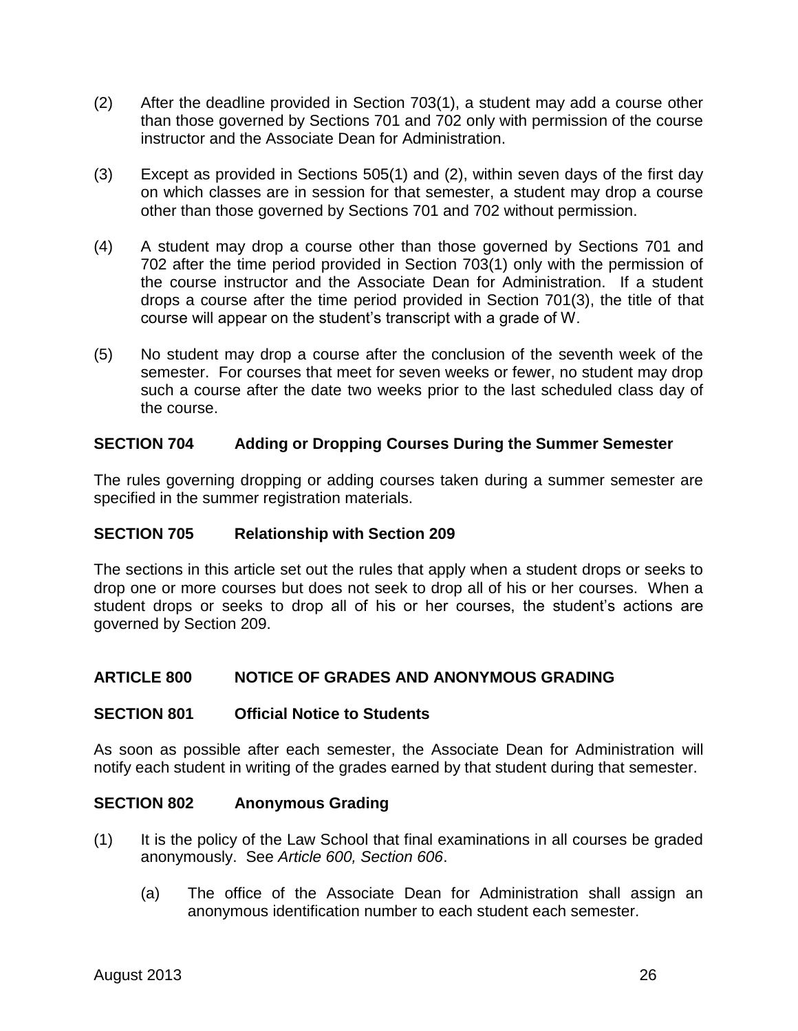(2) After the deadline provided in Section 703(1), a student may add a course other than those governed by Sections 701 and 702 only with permission of the course instructor and the Associate Dean for Administration.

(3) Except as provided in Sections 505(1) and (2), within seven days of the first day on which classes are in session for that semester, a student may drop a course other than those governed by Sections 701 and 702 without permission.

(4) A student may drop a course other than those governed by Sections 701 and 702 after the time period provided in Section 703(1) only with the permission of the course instructor and the Associate Dean for Administration. If a student drops a course after the time period provided in Section 701(3), the title of that course will appear on the student's transcript with a grade of W.

(5) No student may drop a course after the conclusion of the seventh week of the semester. For courses that meet for seven weeks or fewer, no student may drop such a course after the date two weeks prior to the last scheduled class day of the course.

### SECTION 704 Adding or Dropping Courses During the Summer Semester

The rules governing dropping or adding courses taken during a summer semester are specified in the summer registration materials.

### SECTION 705 Relationship with Section 209

The sections in this article set out the rules that apply when a student drops or seeks to drop one or more courses but does not seek to drop all of his or her courses. When a student drops or seeks to drop all of his or her courses, the student's actions are governed by Section 209.

## ARTICLE 800 NOTICE OF GRADES AND ANONYMOUS GRADING

### SECTION 801 Official Notice to Students

As soon as possible after each semester, the Associate Dean for Administration will notify each student in writing of the grades earned by that student during that semester.

### SECTION 802 Anonymous Grading

(1) It is the policy of the Law School that final examinations in all courses be graded anonymously. See *Article 600, Section 606*.

  (a) The office of the Associate Dean for Administration shall assign an anonymous identification number to each student each semester.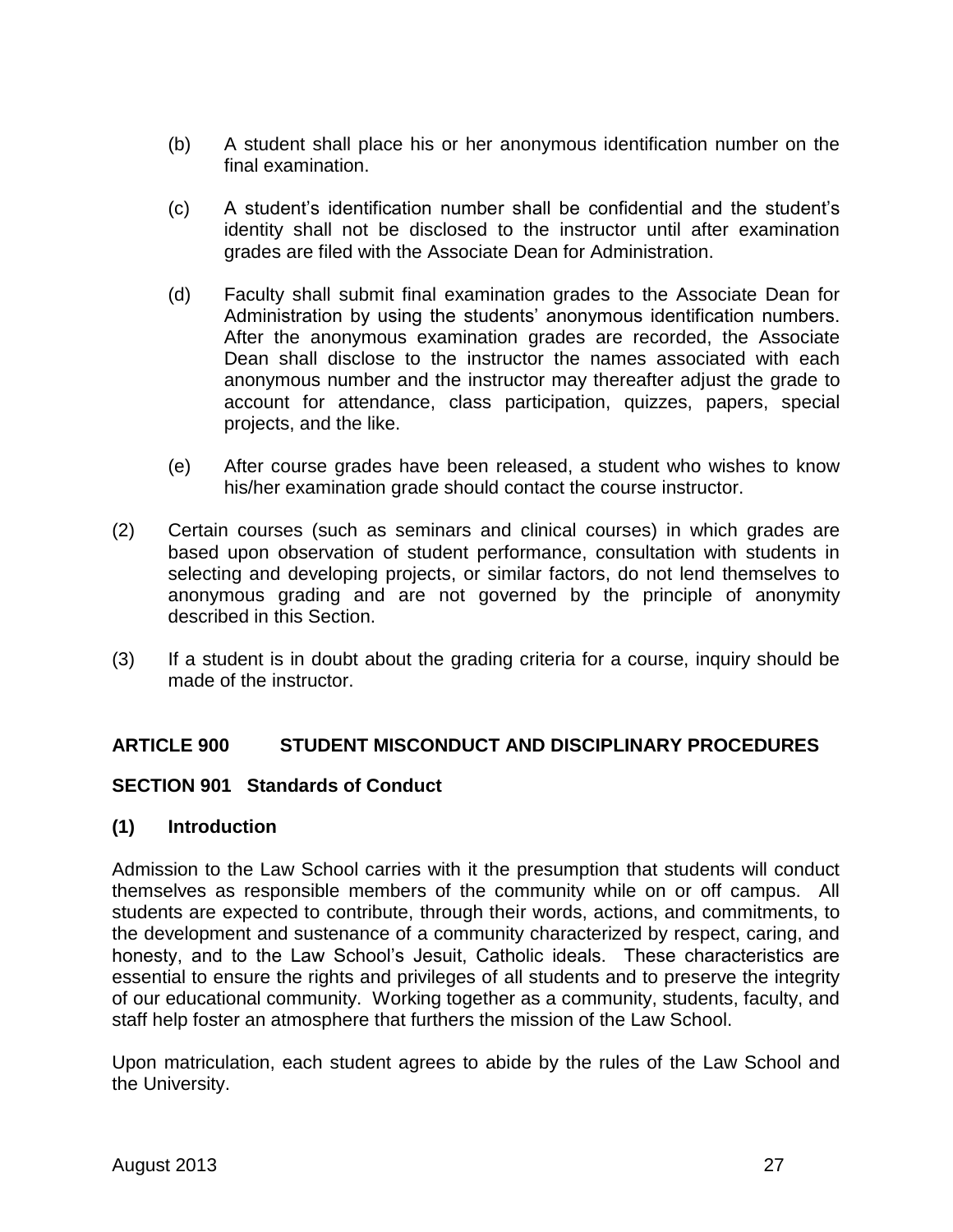(b) A student shall place his or her anonymous identification number on the final examination.

(c) A student's identification number shall be confidential and the student's identity shall not be disclosed to the instructor until after examination grades are filed with the Associate Dean for Administration.

(d) Faculty shall submit final examination grades to the Associate Dean for Administration by using the students' anonymous identification numbers. After the anonymous examination grades are recorded, the Associate Dean shall disclose to the instructor the names associated with each anonymous number and the instructor may thereafter adjust the grade to account for attendance, class participation, quizzes, papers, special projects, and the like.

(e) After course grades have been released, a student who wishes to know his/her examination grade should contact the course instructor.

(2) Certain courses (such as seminars and clinical courses) in which grades are based upon observation of student performance, consultation with students in selecting and developing projects, or similar factors, do not lend themselves to anonymous grading and are not governed by the principle of anonymity described in this Section.

(3) If a student is in doubt about the grading criteria for a course, inquiry should be made of the instructor.

## ARTICLE 900 STUDENT MISCONDUCT AND DISCIPLINARY PROCEDURES

### SECTION 901 Standards of Conduct

#### (1) Introduction

Admission to the Law School carries with it the presumption that students will conduct themselves as responsible members of the community while on or off campus. All students are expected to contribute, through their words, actions, and commitments, to the development and sustenance of a community characterized by respect, caring, and honesty, and to the Law School's Jesuit, Catholic ideals. These characteristics are essential to ensure the rights and privileges of all students and to preserve the integrity of our educational community. Working together as a community, students, faculty, and staff help foster an atmosphere that furthers the mission of the Law School.

Upon matriculation, each student agrees to abide by the rules of the Law School and the University.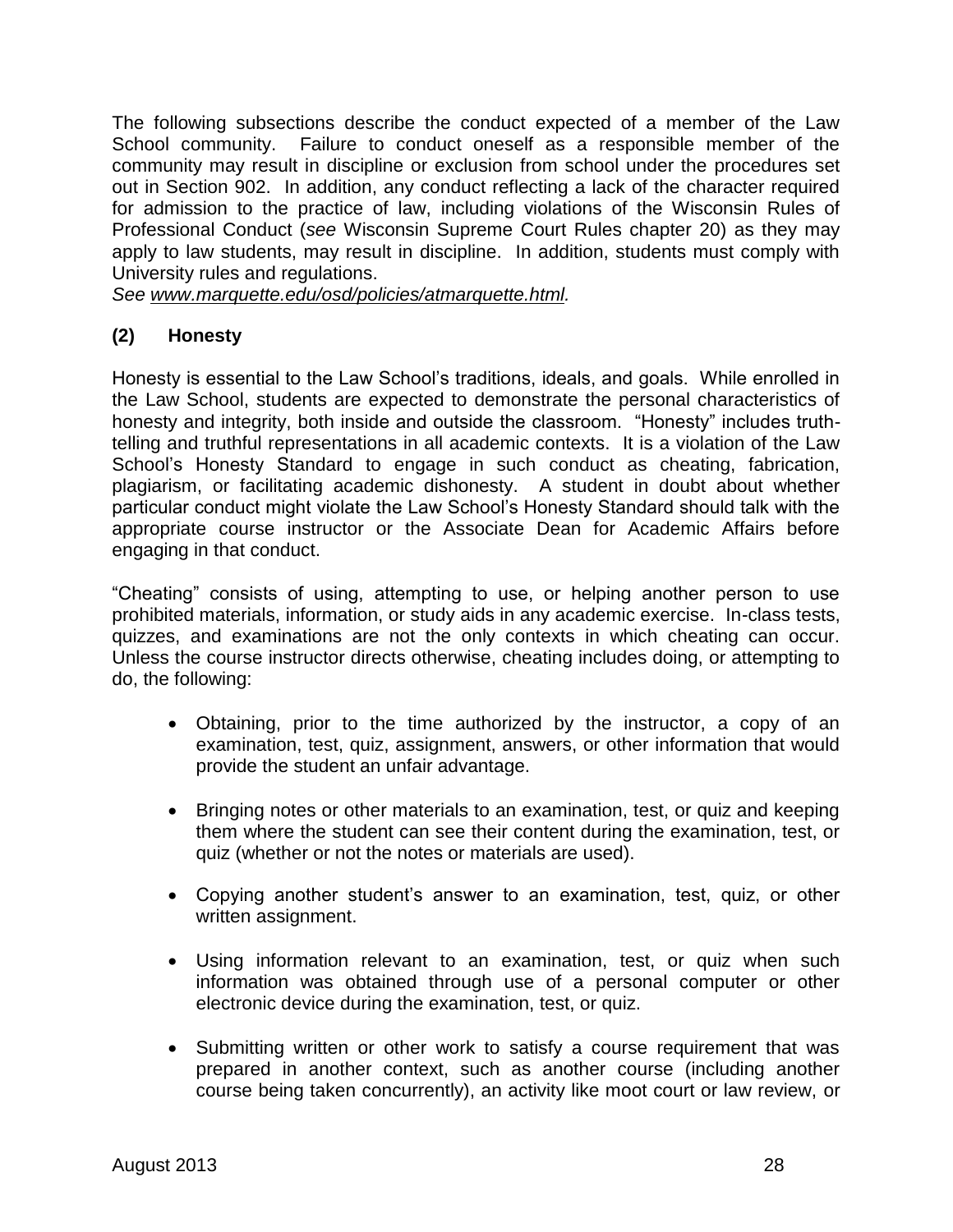The following subsections describe the conduct expected of a member of the Law School community. Failure to conduct oneself as a responsible member of the community may result in discipline or exclusion from school under the procedures set out in Section 902. In addition, any conduct reflecting a lack of the character required for admission to the practice of law, including violations of the Wisconsin Rules of Professional Conduct (*see* Wisconsin Supreme Court Rules chapter 20) as they may apply to law students, may result in discipline. In addition, students must comply with University rules and regulations.
*See www.marquette.edu/osd/policies/atmarquette.html.*

### (2) Honesty

Honesty is essential to the Law School's traditions, ideals, and goals. While enrolled in the Law School, students are expected to demonstrate the personal characteristics of honesty and integrity, both inside and outside the classroom. "Honesty" includes truth-telling and truthful representations in all academic contexts. It is a violation of the Law School's Honesty Standard to engage in such conduct as cheating, fabrication, plagiarism, or facilitating academic dishonesty. A student in doubt about whether particular conduct might violate the Law School's Honesty Standard should talk with the appropriate course instructor or the Associate Dean for Academic Affairs before engaging in that conduct.

"Cheating" consists of using, attempting to use, or helping another person to use prohibited materials, information, or study aids in any academic exercise. In-class tests, quizzes, and examinations are not the only contexts in which cheating can occur. Unless the course instructor directs otherwise, cheating includes doing, or attempting to do, the following:

- Obtaining, prior to the time authorized by the instructor, a copy of an examination, test, quiz, assignment, answers, or other information that would provide the student an unfair advantage.
- Bringing notes or other materials to an examination, test, or quiz and keeping them where the student can see their content during the examination, test, or quiz (whether or not the notes or materials are used).
- Copying another student's answer to an examination, test, quiz, or other written assignment.
- Using information relevant to an examination, test, or quiz when such information was obtained through use of a personal computer or other electronic device during the examination, test, or quiz.
- Submitting written or other work to satisfy a course requirement that was prepared in another context, such as another course (including another course being taken concurrently), an activity like moot court or law review, or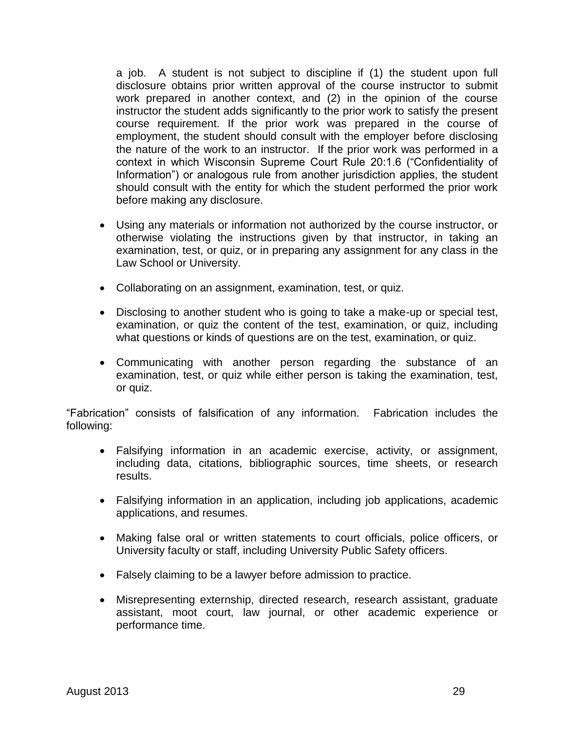a job. A student is not subject to discipline if (1) the student upon full disclosure obtains prior written approval of the course instructor to submit work prepared in another context, and (2) in the opinion of the course instructor the student adds significantly to the prior work to satisfy the present course requirement. If the prior work was prepared in the course of employment, the student should consult with the employer before disclosing the nature of the work to an instructor. If the prior work was performed in a context in which Wisconsin Supreme Court Rule 20:1.6 ("Confidentiality of Information") or analogous rule from another jurisdiction applies, the student should consult with the entity for which the student performed the prior work before making any disclosure.

- Using any materials or information not authorized by the course instructor, or otherwise violating the instructions given by that instructor, in taking an examination, test, or quiz, or in preparing any assignment for any class in the Law School or University.

- Collaborating on an assignment, examination, test, or quiz.

- Disclosing to another student who is going to take a make-up or special test, examination, or quiz the content of the test, examination, or quiz, including what questions or kinds of questions are on the test, examination, or quiz.

- Communicating with another person regarding the substance of an examination, test, or quiz while either person is taking the examination, test, or quiz.

"Fabrication" consists of falsification of any information. Fabrication includes the following:

- Falsifying information in an academic exercise, activity, or assignment, including data, citations, bibliographic sources, time sheets, or research results.

- Falsifying information in an application, including job applications, academic applications, and resumes.

- Making false oral or written statements to court officials, police officers, or University faculty or staff, including University Public Safety officers.

- Falsely claiming to be a lawyer before admission to practice.

- Misrepresenting externship, directed research, research assistant, graduate assistant, moot court, law journal, or other academic experience or performance time.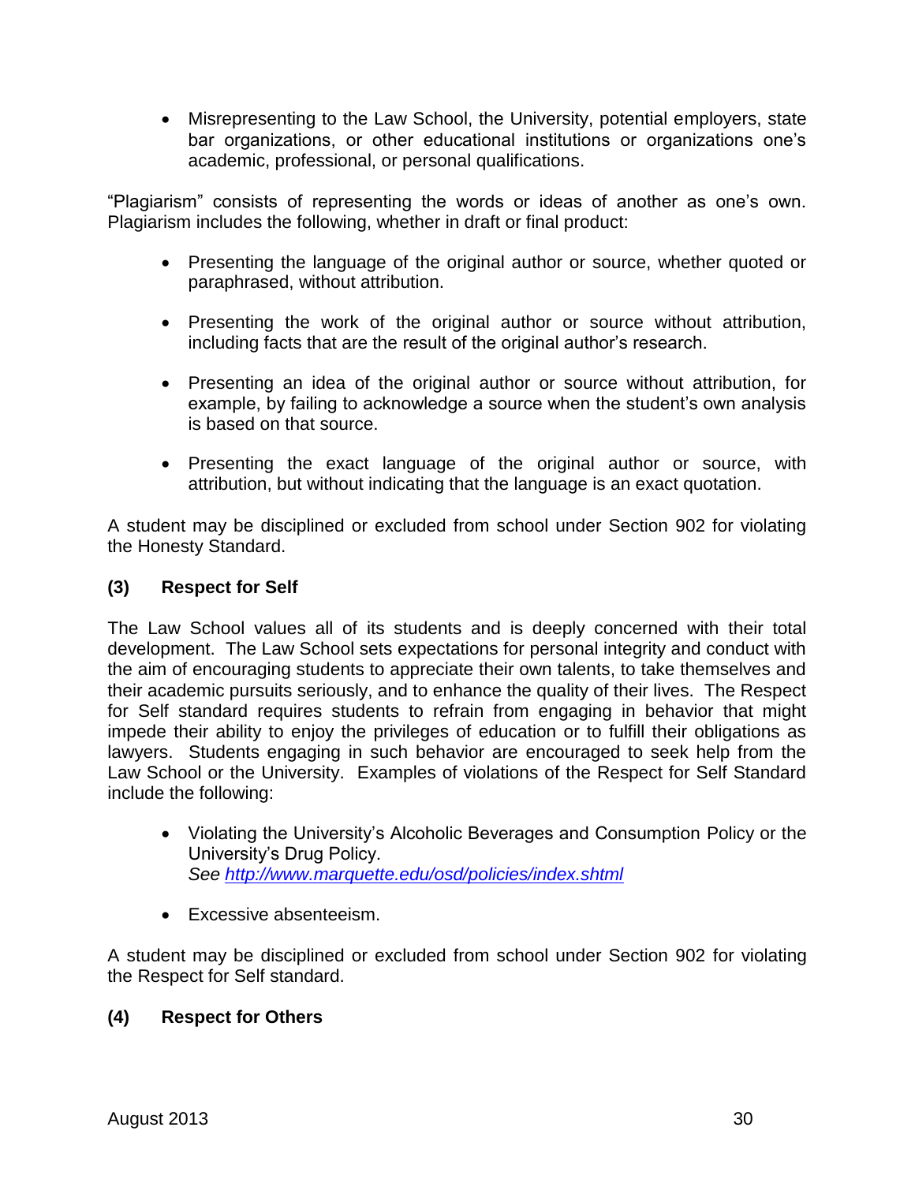- Misrepresenting to the Law School, the University, potential employers, state bar organizations, or other educational institutions or organizations one's academic, professional, or personal qualifications.

"Plagiarism" consists of representing the words or ideas of another as one's own. Plagiarism includes the following, whether in draft or final product:

- Presenting the language of the original author or source, whether quoted or paraphrased, without attribution.

- Presenting the work of the original author or source without attribution, including facts that are the result of the original author's research.

- Presenting an idea of the original author or source without attribution, for example, by failing to acknowledge a source when the student's own analysis is based on that source.

- Presenting the exact language of the original author or source, with attribution, but without indicating that the language is an exact quotation.

A student may be disciplined or excluded from school under Section 902 for violating the Honesty Standard.

**(3) Respect for Self**

The Law School values all of its students and is deeply concerned with their total development. The Law School sets expectations for personal integrity and conduct with the aim of encouraging students to appreciate their own talents, to take themselves and their academic pursuits seriously, and to enhance the quality of their lives. The Respect for Self standard requires students to refrain from engaging in behavior that might impede their ability to enjoy the privileges of education or to fulfill their obligations as lawyers. Students engaging in such behavior are encouraged to seek help from the Law School or the University. Examples of violations of the Respect for Self Standard include the following:

- Violating the University's Alcoholic Beverages and Consumption Policy or the University's Drug Policy.
  *See [http://www.marquette.edu/osd/policies/index.shtml](http://www.marquette.edu/osd/policies/index.shtml)*

- Excessive absenteeism.

A student may be disciplined or excluded from school under Section 902 for violating the Respect for Self standard.

**(4) Respect for Others**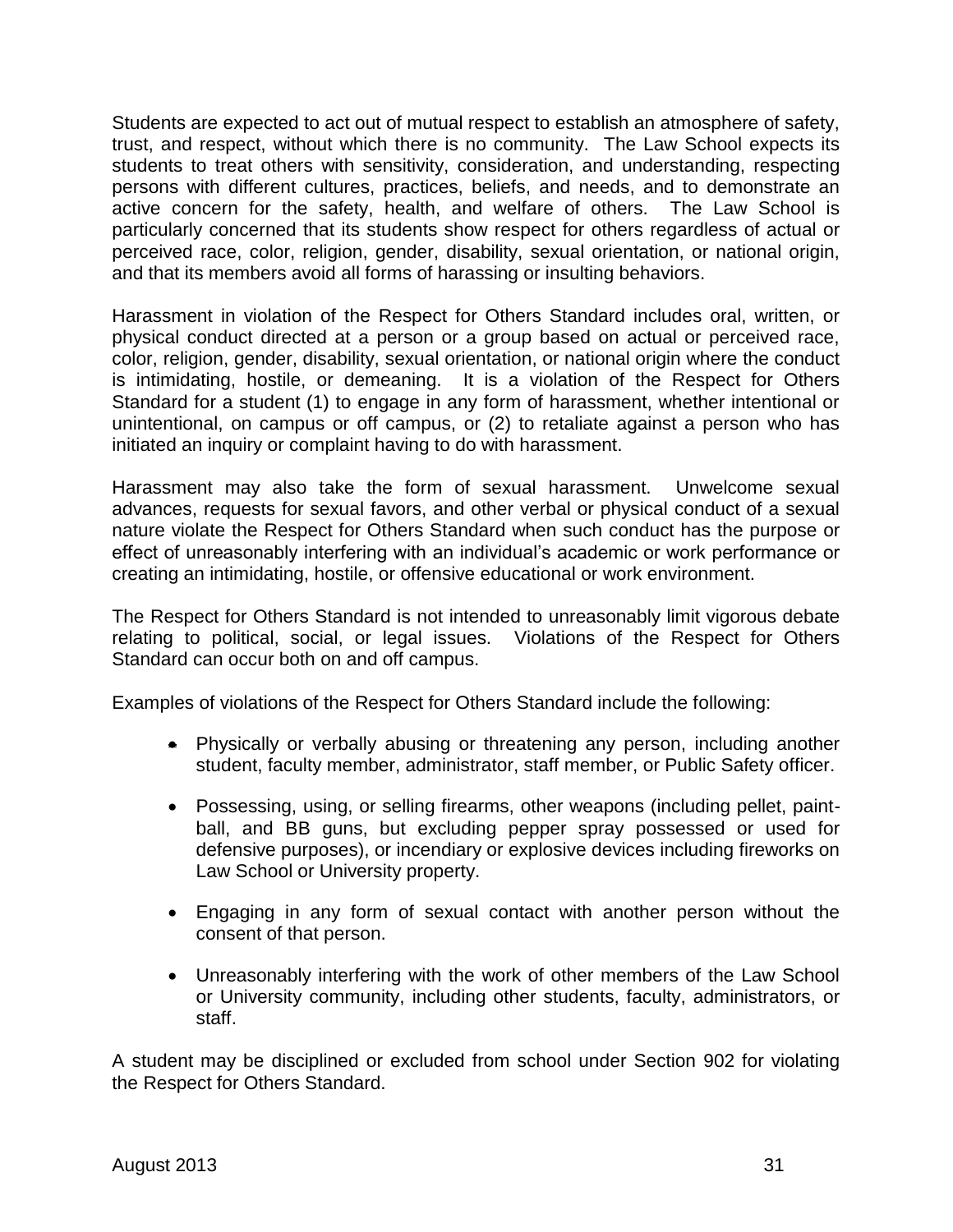Students are expected to act out of mutual respect to establish an atmosphere of safety, trust, and respect, without which there is no community. The Law School expects its students to treat others with sensitivity, consideration, and understanding, respecting persons with different cultures, practices, beliefs, and needs, and to demonstrate an active concern for the safety, health, and welfare of others. The Law School is particularly concerned that its students show respect for others regardless of actual or perceived race, color, religion, gender, disability, sexual orientation, or national origin, and that its members avoid all forms of harassing or insulting behaviors.

Harassment in violation of the Respect for Others Standard includes oral, written, or physical conduct directed at a person or a group based on actual or perceived race, color, religion, gender, disability, sexual orientation, or national origin where the conduct is intimidating, hostile, or demeaning. It is a violation of the Respect for Others Standard for a student (1) to engage in any form of harassment, whether intentional or unintentional, on campus or off campus, or (2) to retaliate against a person who has initiated an inquiry or complaint having to do with harassment.

Harassment may also take the form of sexual harassment. Unwelcome sexual advances, requests for sexual favors, and other verbal or physical conduct of a sexual nature violate the Respect for Others Standard when such conduct has the purpose or effect of unreasonably interfering with an individual's academic or work performance or creating an intimidating, hostile, or offensive educational or work environment.

The Respect for Others Standard is not intended to unreasonably limit vigorous debate relating to political, social, or legal issues. Violations of the Respect for Others Standard can occur both on and off campus.

Examples of violations of the Respect for Others Standard include the following:

- Physically or verbally abusing or threatening any person, including another student, faculty member, administrator, staff member, or Public Safety officer.
- Possessing, using, or selling firearms, other weapons (including pellet, paint-ball, and BB guns, but excluding pepper spray possessed or used for defensive purposes), or incendiary or explosive devices including fireworks on Law School or University property.
- Engaging in any form of sexual contact with another person without the consent of that person.
- Unreasonably interfering with the work of other members of the Law School or University community, including other students, faculty, administrators, or staff.

A student may be disciplined or excluded from school under Section 902 for violating the Respect for Others Standard.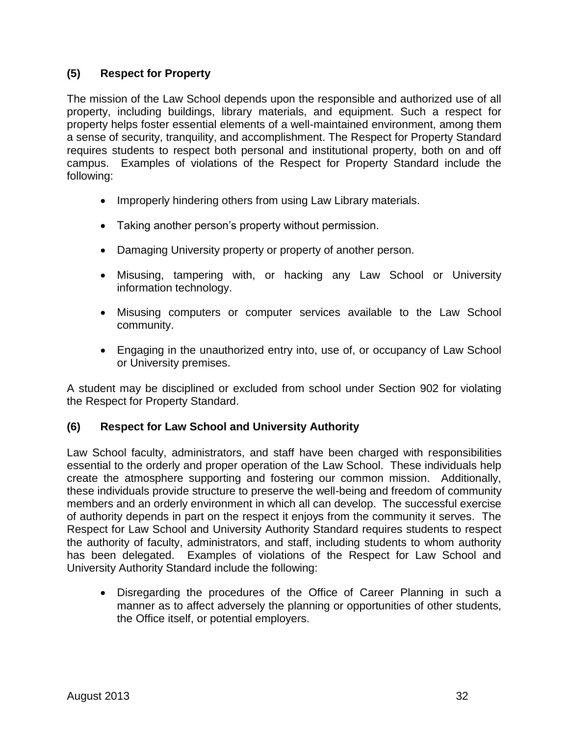### (5) Respect for Property

The mission of the Law School depends upon the responsible and authorized use of all property, including buildings, library materials, and equipment. Such a respect for property helps foster essential elements of a well-maintained environment, among them a sense of security, tranquility, and accomplishment. The Respect for Property Standard requires students to respect both personal and institutional property, both on and off campus. Examples of violations of the Respect for Property Standard include the following:

- Improperly hindering others from using Law Library materials.
- Taking another person's property without permission.
- Damaging University property or property of another person.
- Misusing, tampering with, or hacking any Law School or University information technology.
- Misusing computers or computer services available to the Law School community.
- Engaging in the unauthorized entry into, use of, or occupancy of Law School or University premises.

A student may be disciplined or excluded from school under Section 902 for violating the Respect for Property Standard.

### (6) Respect for Law School and University Authority

Law School faculty, administrators, and staff have been charged with responsibilities essential to the orderly and proper operation of the Law School. These individuals help create the atmosphere supporting and fostering our common mission. Additionally, these individuals provide structure to preserve the well-being and freedom of community members and an orderly environment in which all can develop. The successful exercise of authority depends in part on the respect it enjoys from the community it serves. The Respect for Law School and University Authority Standard requires students to respect the authority of faculty, administrators, and staff, including students to whom authority has been delegated. Examples of violations of the Respect for Law School and University Authority Standard include the following:

- Disregarding the procedures of the Office of Career Planning in such a manner as to affect adversely the planning or opportunities of other students, the Office itself, or potential employers.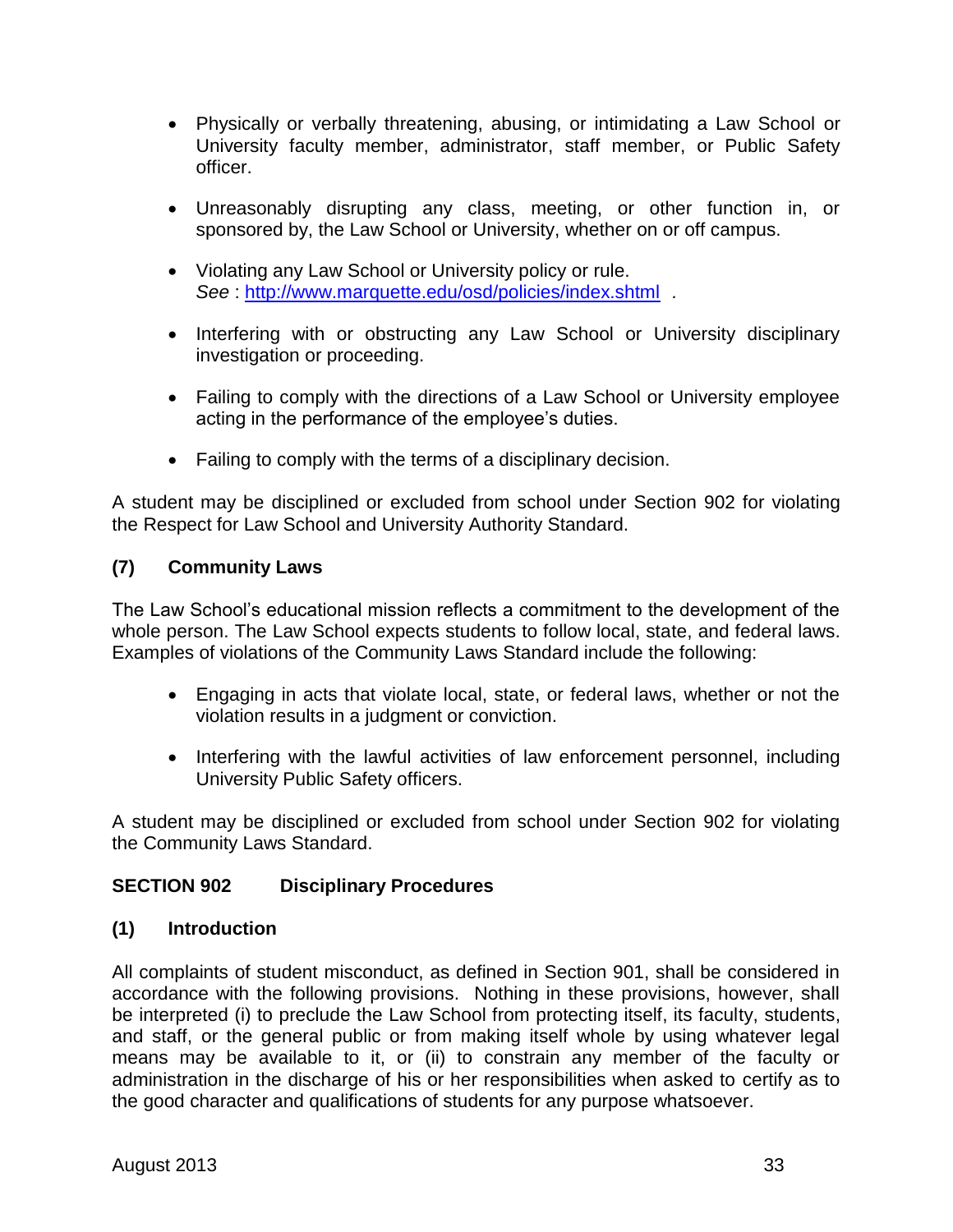- Physically or verbally threatening, abusing, or intimidating a Law School or University faculty member, administrator, staff member, or Public Safety officer.

- Unreasonably disrupting any class, meeting, or other function in, or sponsored by, the Law School or University, whether on or off campus.

- Violating any Law School or University policy or rule. *See* : [http://www.marquette.edu/osd/policies/index.shtml](http://www.marquette.edu/osd/policies/index.shtml) .

- Interfering with or obstructing any Law School or University disciplinary investigation or proceeding.

- Failing to comply with the directions of a Law School or University employee acting in the performance of the employee's duties.

- Failing to comply with the terms of a disciplinary decision.

A student may be disciplined or excluded from school under Section 902 for violating the Respect for Law School and University Authority Standard.

### (7) Community Laws

The Law School's educational mission reflects a commitment to the development of the whole person. The Law School expects students to follow local, state, and federal laws. Examples of violations of the Community Laws Standard include the following:

- Engaging in acts that violate local, state, or federal laws, whether or not the violation results in a judgment or conviction.

- Interfering with the lawful activities of law enforcement personnel, including University Public Safety officers.

A student may be disciplined or excluded from school under Section 902 for violating the Community Laws Standard.

## SECTION 902 Disciplinary Procedures

### (1) Introduction

All complaints of student misconduct, as defined in Section 901, shall be considered in accordance with the following provisions. Nothing in these provisions, however, shall be interpreted (i) to preclude the Law School from protecting itself, its faculty, students, and staff, or the general public or from making itself whole by using whatever legal means may be available to it, or (ii) to constrain any member of the faculty or administration in the discharge of his or her responsibilities when asked to certify as to the good character and qualifications of students for any purpose whatsoever.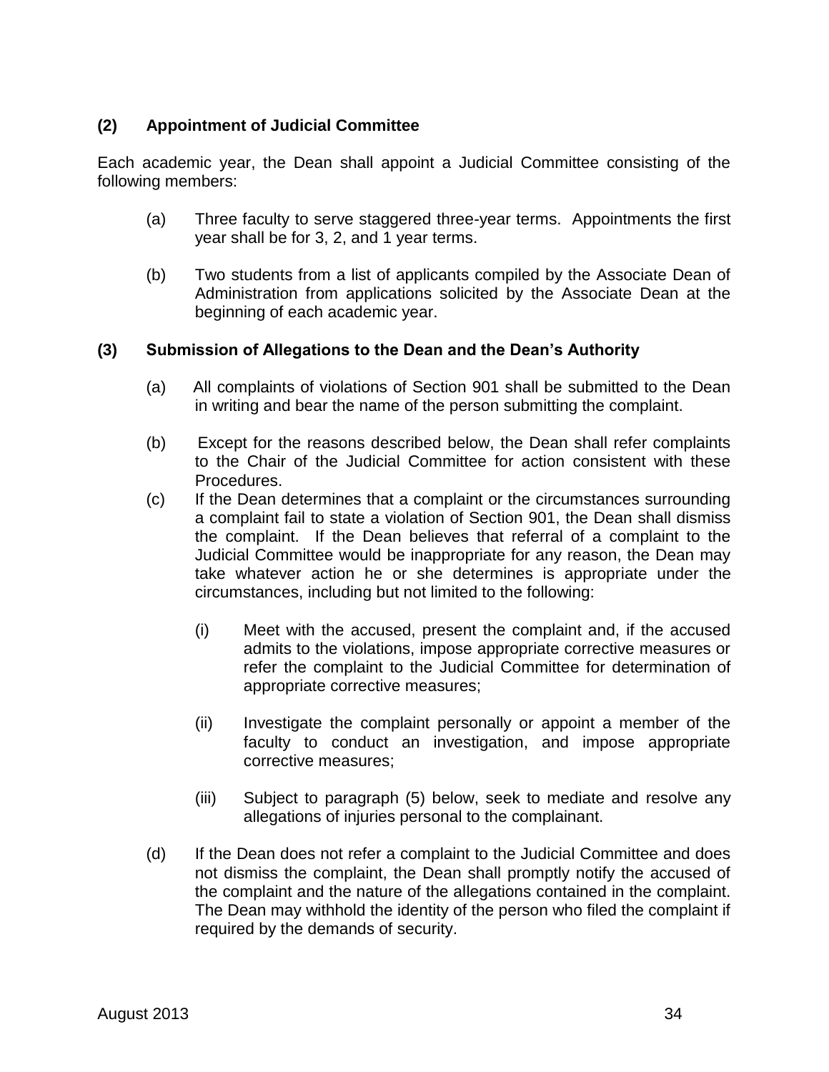### (2) Appointment of Judicial Committee

Each academic year, the Dean shall appoint a Judicial Committee consisting of the following members:

(a) Three faculty to serve staggered three-year terms. Appointments the first year shall be for 3, 2, and 1 year terms.

(b) Two students from a list of applicants compiled by the Associate Dean of Administration from applications solicited by the Associate Dean at the beginning of each academic year.

### (3) Submission of Allegations to the Dean and the Dean's Authority

(a) All complaints of violations of Section 901 shall be submitted to the Dean in writing and bear the name of the person submitting the complaint.

(b) Except for the reasons described below, the Dean shall refer complaints to the Chair of the Judicial Committee for action consistent with these Procedures.

(c) If the Dean determines that a complaint or the circumstances surrounding a complaint fail to state a violation of Section 901, the Dean shall dismiss the complaint. If the Dean believes that referral of a complaint to the Judicial Committee would be inappropriate for any reason, the Dean may take whatever action he or she determines is appropriate under the circumstances, including but not limited to the following:

  (i) Meet with the accused, present the complaint and, if the accused admits to the violations, impose appropriate corrective measures or refer the complaint to the Judicial Committee for determination of appropriate corrective measures;

  (ii) Investigate the complaint personally or appoint a member of the faculty to conduct an investigation, and impose appropriate corrective measures;

  (iii) Subject to paragraph (5) below, seek to mediate and resolve any allegations of injuries personal to the complainant.

(d) If the Dean does not refer a complaint to the Judicial Committee and does not dismiss the complaint, the Dean shall promptly notify the accused of the complaint and the nature of the allegations contained in the complaint. The Dean may withhold the identity of the person who filed the complaint if required by the demands of security.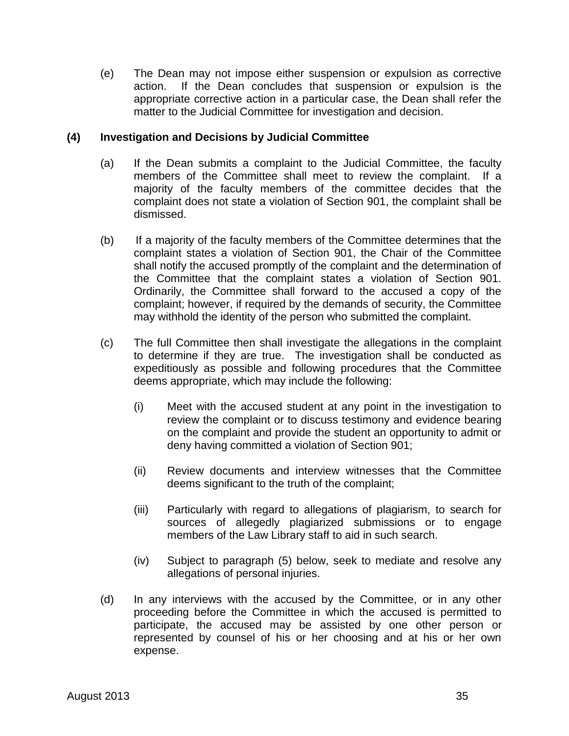(e) The Dean may not impose either suspension or expulsion as corrective action. If the Dean concludes that suspension or expulsion is the appropriate corrective action in a particular case, the Dean shall refer the matter to the Judicial Committee for investigation and decision.

**(4) Investigation and Decisions by Judicial Committee**

(a) If the Dean submits a complaint to the Judicial Committee, the faculty members of the Committee shall meet to review the complaint. If a majority of the faculty members of the committee decides that the complaint does not state a violation of Section 901, the complaint shall be dismissed.

(b) If a majority of the faculty members of the Committee determines that the complaint states a violation of Section 901, the Chair of the Committee shall notify the accused promptly of the complaint and the determination of the Committee that the complaint states a violation of Section 901. Ordinarily, the Committee shall forward to the accused a copy of the complaint; however, if required by the demands of security, the Committee may withhold the identity of the person who submitted the complaint.

(c) The full Committee then shall investigate the allegations in the complaint to determine if they are true. The investigation shall be conducted as expeditiously as possible and following procedures that the Committee deems appropriate, which may include the following:

(i) Meet with the accused student at any point in the investigation to review the complaint or to discuss testimony and evidence bearing on the complaint and provide the student an opportunity to admit or deny having committed a violation of Section 901;

(ii) Review documents and interview witnesses that the Committee deems significant to the truth of the complaint;

(iii) Particularly with regard to allegations of plagiarism, to search for sources of allegedly plagiarized submissions or to engage members of the Law Library staff to aid in such search.

(iv) Subject to paragraph (5) below, seek to mediate and resolve any allegations of personal injuries.

(d) In any interviews with the accused by the Committee, or in any other proceeding before the Committee in which the accused is permitted to participate, the accused may be assisted by one other person or represented by counsel of his or her choosing and at his or her own expense.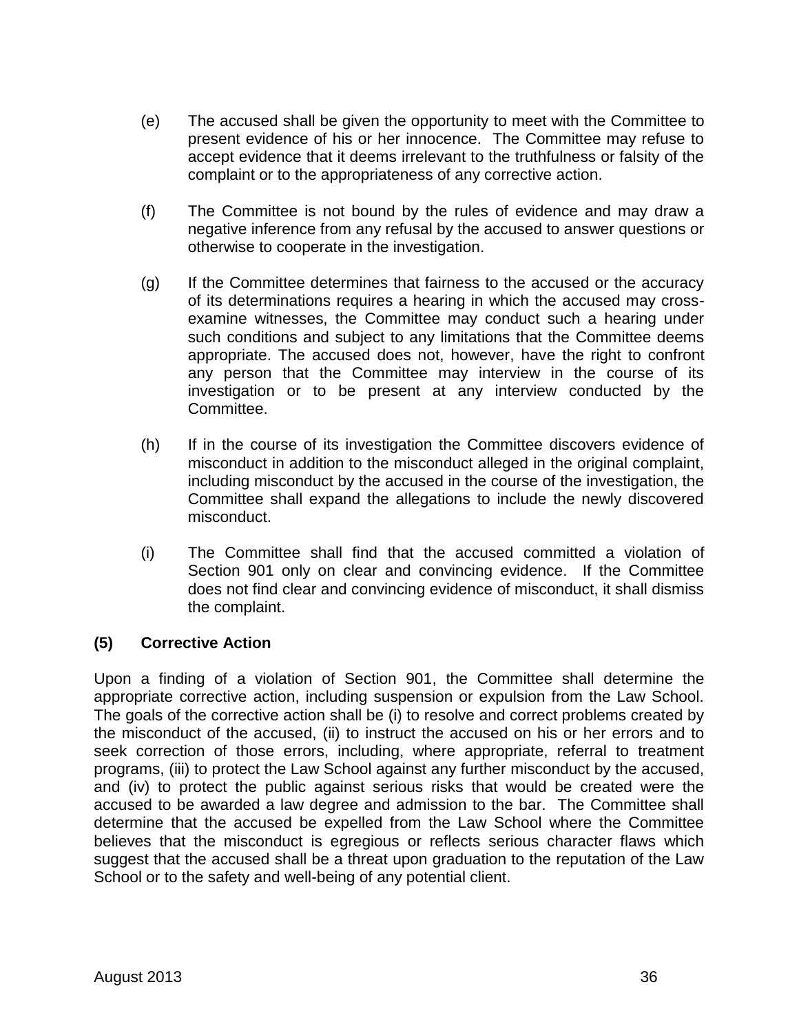(e) The accused shall be given the opportunity to meet with the Committee to present evidence of his or her innocence. The Committee may refuse to accept evidence that it deems irrelevant to the truthfulness or falsity of the complaint or to the appropriateness of any corrective action.

(f) The Committee is not bound by the rules of evidence and may draw a negative inference from any refusal by the accused to answer questions or otherwise to cooperate in the investigation.

(g) If the Committee determines that fairness to the accused or the accuracy of its determinations requires a hearing in which the accused may cross-examine witnesses, the Committee may conduct such a hearing under such conditions and subject to any limitations that the Committee deems appropriate. The accused does not, however, have the right to confront any person that the Committee may interview in the course of its investigation or to be present at any interview conducted by the Committee.

(h) If in the course of its investigation the Committee discovers evidence of misconduct in addition to the misconduct alleged in the original complaint, including misconduct by the accused in the course of the investigation, the Committee shall expand the allegations to include the newly discovered misconduct.

(i) The Committee shall find that the accused committed a violation of Section 901 only on clear and convincing evidence. If the Committee does not find clear and convincing evidence of misconduct, it shall dismiss the complaint.

**(5) Corrective Action**

Upon a finding of a violation of Section 901, the Committee shall determine the appropriate corrective action, including suspension or expulsion from the Law School. The goals of the corrective action shall be (i) to resolve and correct problems created by the misconduct of the accused, (ii) to instruct the accused on his or her errors and to seek correction of those errors, including, where appropriate, referral to treatment programs, (iii) to protect the Law School against any further misconduct by the accused, and (iv) to protect the public against serious risks that would be created were the accused to be awarded a law degree and admission to the bar. The Committee shall determine that the accused be expelled from the Law School where the Committee believes that the misconduct is egregious or reflects serious character flaws which suggest that the accused shall be a threat upon graduation to the reputation of the Law School or to the safety and well-being of any potential client.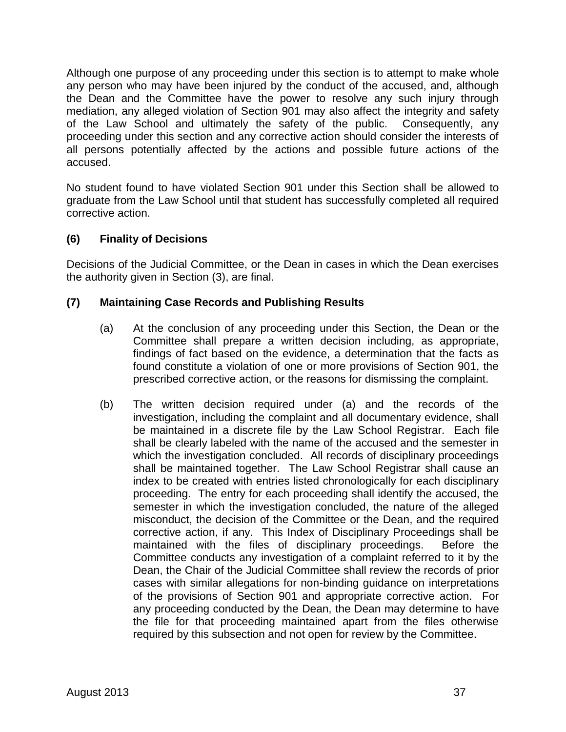Although one purpose of any proceeding under this section is to attempt to make whole any person who may have been injured by the conduct of the accused, and, although the Dean and the Committee have the power to resolve any such injury through mediation, any alleged violation of Section 901 may also affect the integrity and safety of the Law School and ultimately the safety of the public. Consequently, any proceeding under this section and any corrective action should consider the interests of all persons potentially affected by the actions and possible future actions of the accused.

No student found to have violated Section 901 under this Section shall be allowed to graduate from the Law School until that student has successfully completed all required corrective action.

### (6) Finality of Decisions

Decisions of the Judicial Committee, or the Dean in cases in which the Dean exercises the authority given in Section (3), are final.

### (7) Maintaining Case Records and Publishing Results

(a) At the conclusion of any proceeding under this Section, the Dean or the Committee shall prepare a written decision including, as appropriate, findings of fact based on the evidence, a determination that the facts as found constitute a violation of one or more provisions of Section 901, the prescribed corrective action, or the reasons for dismissing the complaint.

(b) The written decision required under (a) and the records of the investigation, including the complaint and all documentary evidence, shall be maintained in a discrete file by the Law School Registrar. Each file shall be clearly labeled with the name of the accused and the semester in which the investigation concluded. All records of disciplinary proceedings shall be maintained together. The Law School Registrar shall cause an index to be created with entries listed chronologically for each disciplinary proceeding. The entry for each proceeding shall identify the accused, the semester in which the investigation concluded, the nature of the alleged misconduct, the decision of the Committee or the Dean, and the required corrective action, if any. This Index of Disciplinary Proceedings shall be maintained with the files of disciplinary proceedings. Before the Committee conducts any investigation of a complaint referred to it by the Dean, the Chair of the Judicial Committee shall review the records of prior cases with similar allegations for non-binding guidance on interpretations of the provisions of Section 901 and appropriate corrective action. For any proceeding conducted by the Dean, the Dean may determine to have the file for that proceeding maintained apart from the files otherwise required by this subsection and not open for review by the Committee.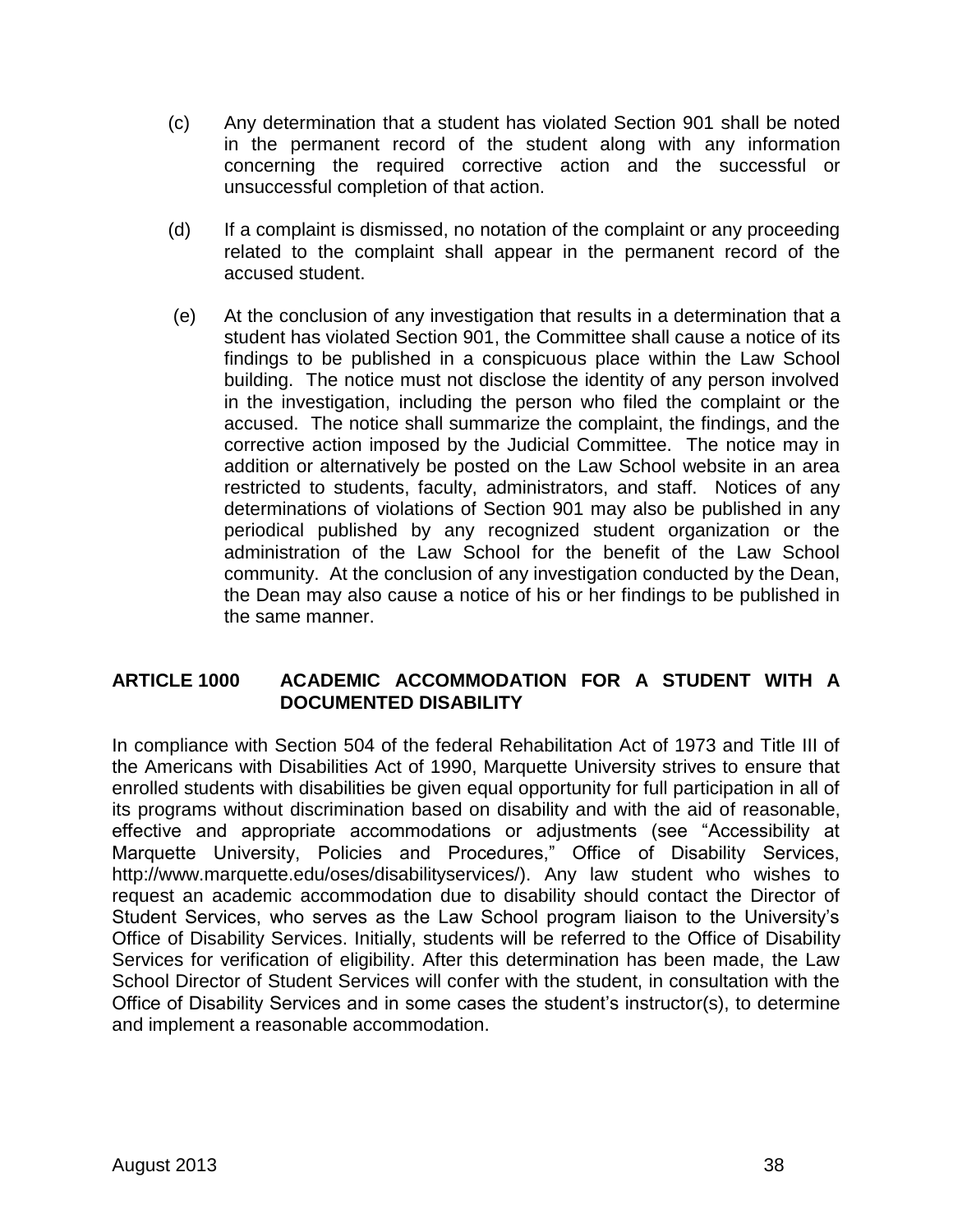(c) Any determination that a student has violated Section 901 shall be noted in the permanent record of the student along with any information concerning the required corrective action and the successful or unsuccessful completion of that action.

(d) If a complaint is dismissed, no notation of the complaint or any proceeding related to the complaint shall appear in the permanent record of the accused student.

(e) At the conclusion of any investigation that results in a determination that a student has violated Section 901, the Committee shall cause a notice of its findings to be published in a conspicuous place within the Law School building. The notice must not disclose the identity of any person involved in the investigation, including the person who filed the complaint or the accused. The notice shall summarize the complaint, the findings, and the corrective action imposed by the Judicial Committee. The notice may in addition or alternatively be posted on the Law School website in an area restricted to students, faculty, administrators, and staff. Notices of any determinations of violations of Section 901 may also be published in any periodical published by any recognized student organization or the administration of the Law School for the benefit of the Law School community. At the conclusion of any investigation conducted by the Dean, the Dean may also cause a notice of his or her findings to be published in the same manner.

## ARTICLE 1000 ACADEMIC ACCOMMODATION FOR A STUDENT WITH A DOCUMENTED DISABILITY

In compliance with Section 504 of the federal Rehabilitation Act of 1973 and Title III of the Americans with Disabilities Act of 1990, Marquette University strives to ensure that enrolled students with disabilities be given equal opportunity for full participation in all of its programs without discrimination based on disability and with the aid of reasonable, effective and appropriate accommodations or adjustments (see "Accessibility at Marquette University, Policies and Procedures," Office of Disability Services, http://www.marquette.edu/oses/disabilityservices/). Any law student who wishes to request an academic accommodation due to disability should contact the Director of Student Services, who serves as the Law School program liaison to the University's Office of Disability Services. Initially, students will be referred to the Office of Disability Services for verification of eligibility. After this determination has been made, the Law School Director of Student Services will confer with the student, in consultation with the Office of Disability Services and in some cases the student's instructor(s), to determine and implement a reasonable accommodation.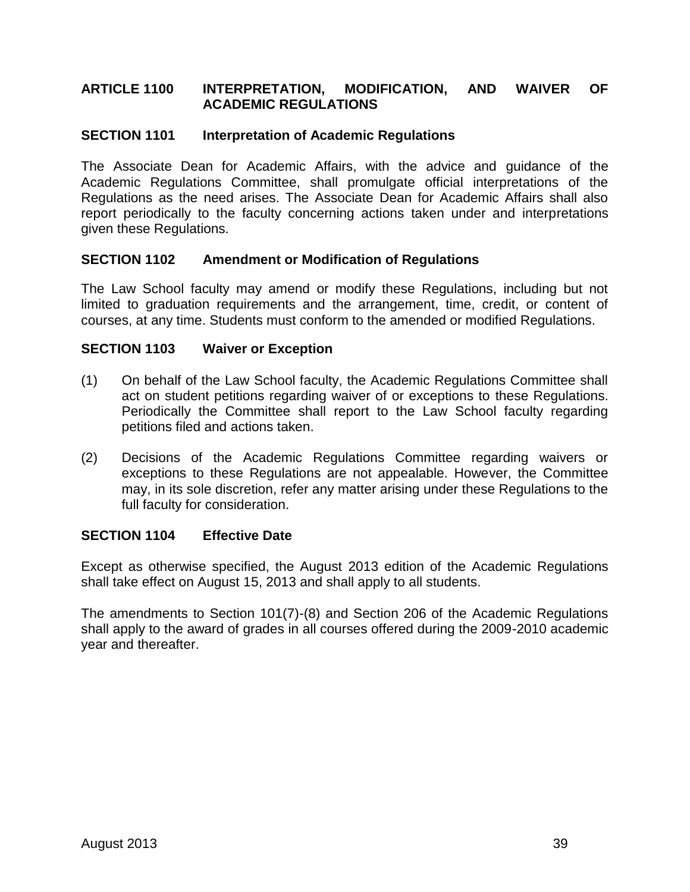## ARTICLE 1100 INTERPRETATION, MODIFICATION, AND WAIVER OF ACADEMIC REGULATIONS

### SECTION 1101 Interpretation of Academic Regulations

The Associate Dean for Academic Affairs, with the advice and guidance of the Academic Regulations Committee, shall promulgate official interpretations of the Regulations as the need arises. The Associate Dean for Academic Affairs shall also report periodically to the faculty concerning actions taken under and interpretations given these Regulations.

### SECTION 1102 Amendment or Modification of Regulations

The Law School faculty may amend or modify these Regulations, including but not limited to graduation requirements and the arrangement, time, credit, or content of courses, at any time. Students must conform to the amended or modified Regulations.

### SECTION 1103 Waiver or Exception

(1) On behalf of the Law School faculty, the Academic Regulations Committee shall act on student petitions regarding waiver of or exceptions to these Regulations. Periodically the Committee shall report to the Law School faculty regarding petitions filed and actions taken.

(2) Decisions of the Academic Regulations Committee regarding waivers or exceptions to these Regulations are not appealable. However, the Committee may, in its sole discretion, refer any matter arising under these Regulations to the full faculty for consideration.

### SECTION 1104 Effective Date

Except as otherwise specified, the August 2013 edition of the Academic Regulations shall take effect on August 15, 2013 and shall apply to all students.

The amendments to Section 101(7)-(8) and Section 206 of the Academic Regulations shall apply to the award of grades in all courses offered during the 2009-2010 academic year and thereafter.